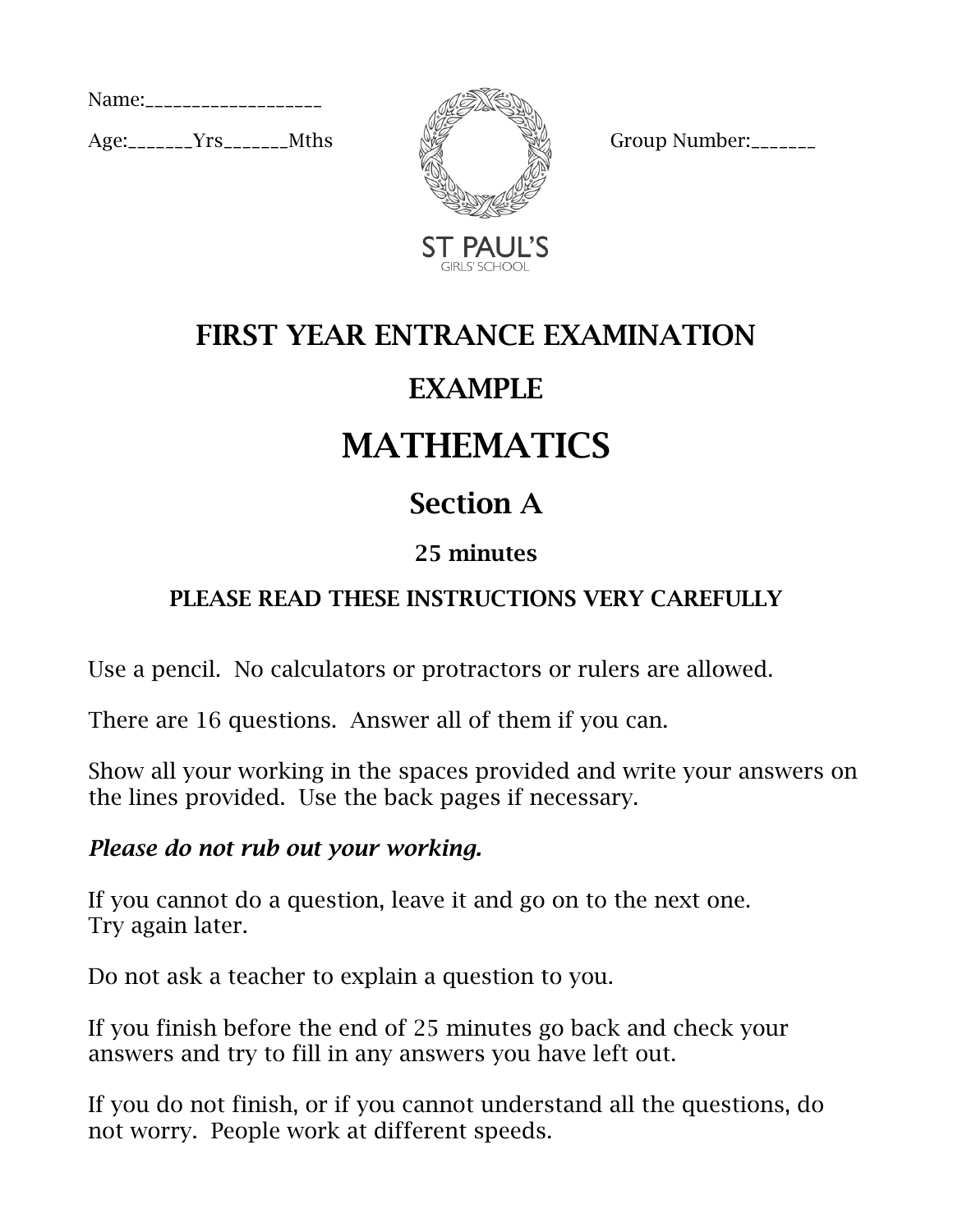Name:\_\_\_\_\_\_\_\_\_\_\_\_\_\_\_\_\_\_\_\_

Age:\_\_\_\_\_\_\_Yrs\_\_\_\_\_\_\_Mths

Group Number:\_\_\_\_\_\_\_

ST PAUL'S
GIRLS' SCHOOL

# FIRST YEAR ENTRANCE EXAMINATION

# EXAMPLE

# MATHEMATICS

## Section A

### 25 minutes

### PLEASE READ THESE INSTRUCTIONS VERY CAREFULLY

Use a pencil. No calculators or protractors or rulers are allowed.

There are 16 questions. Answer all of them if you can.

Show all your working in the spaces provided and write your answers on the lines provided. Use the back pages if necessary.

***Please do not rub out your working.***

If you cannot do a question, leave it and go on to the next one.
Try again later.

Do not ask a teacher to explain a question to you.

If you finish before the end of 25 minutes go back and check your answers and try to fill in any answers you have left out.

If you do not finish, or if you cannot understand all the questions, do not worry. People work at different speeds.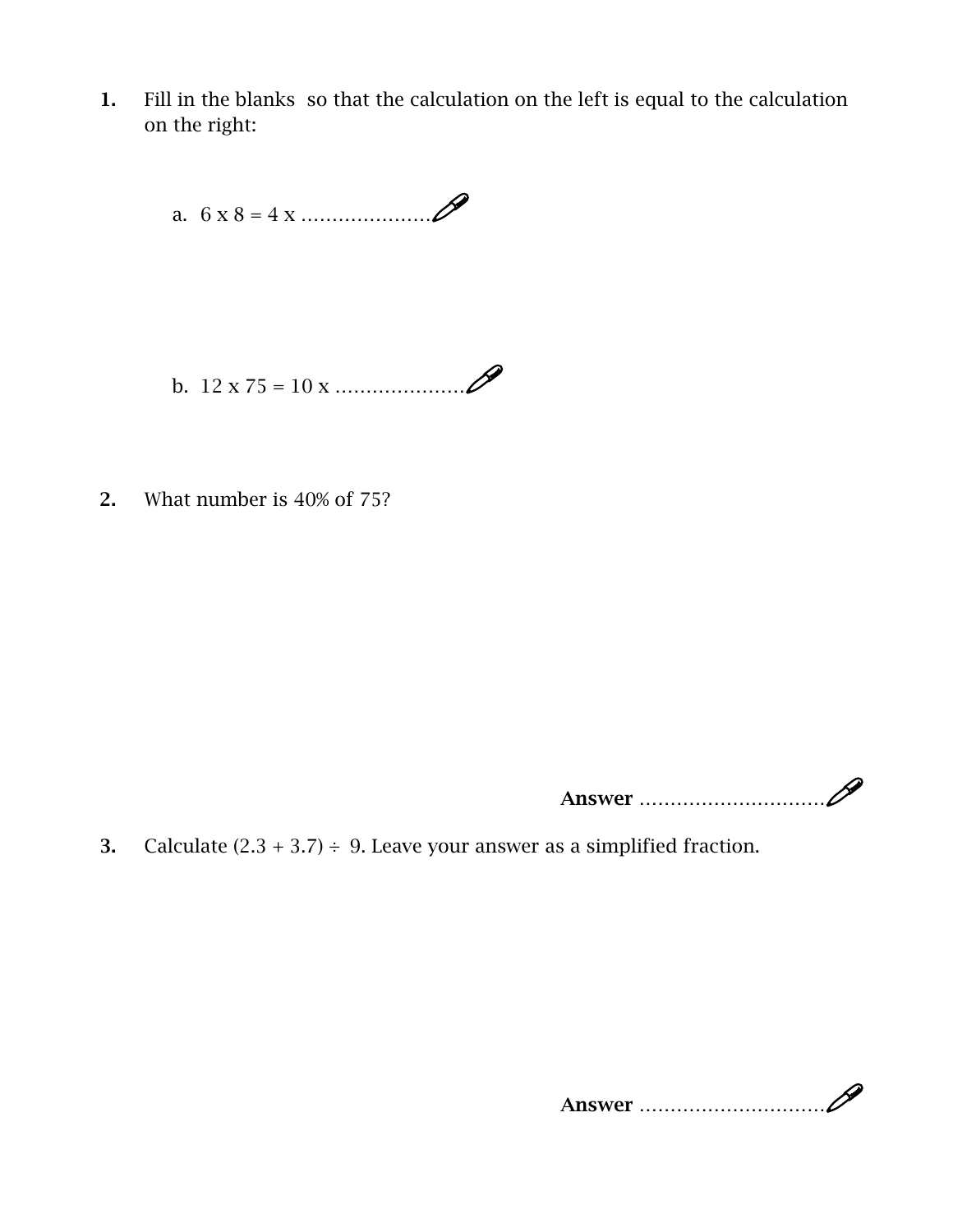**1.** Fill in the blanks so that the calculation on the left is equal to the calculation on the right:

a. $6 \times 8 = 4 \times$ …………………

b. $12 \times 75 = 10 \times$ …………………

**2.** What number is 40% of 75?

**Answer** …………………………

**3.** Calculate $(2.3 + 3.7) \div 9$. Leave your answer as a simplified fraction.

**Answer** …………………………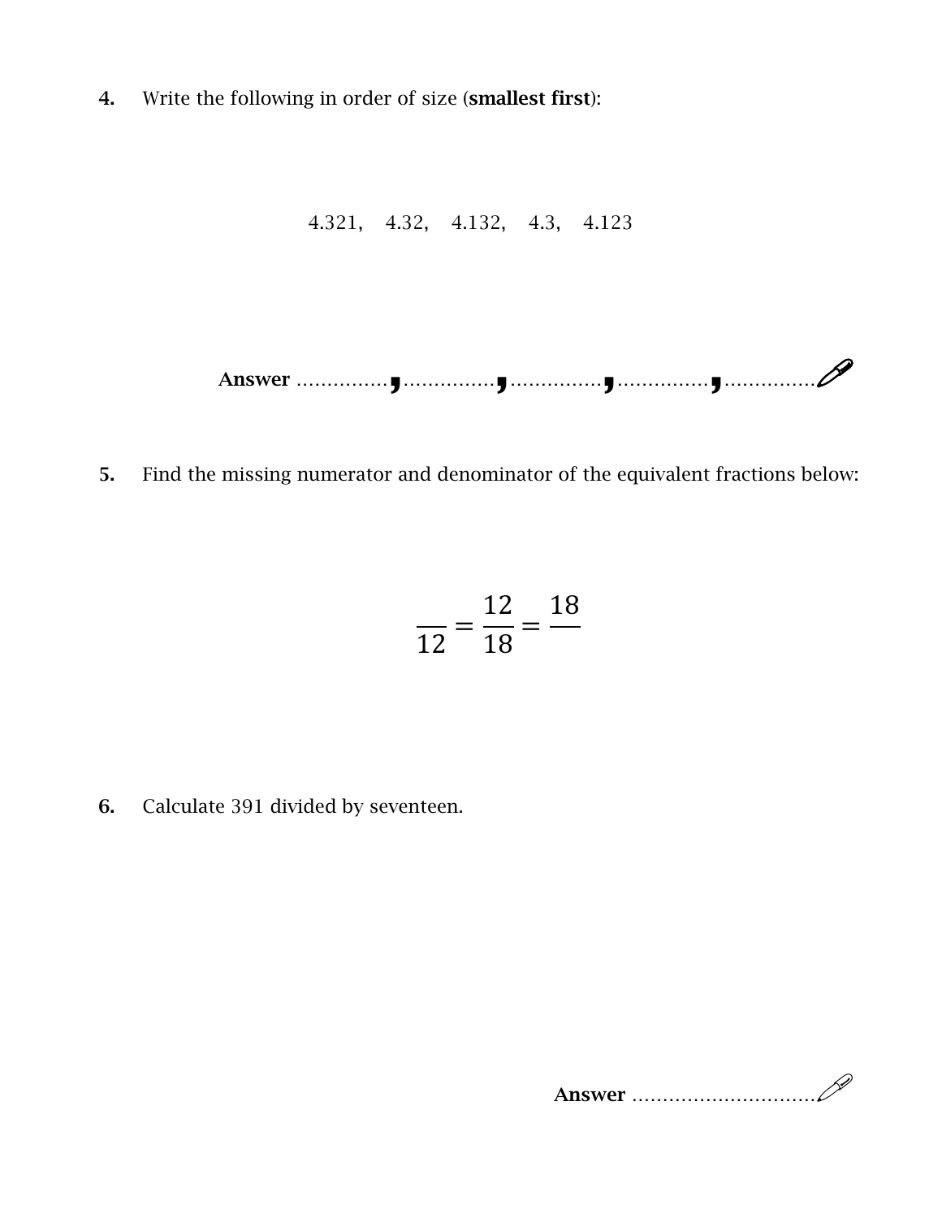**4.** Write the following in order of size (**smallest first**):

4.321, 4.32, 4.132, 4.3, 4.123

**Answer** ...............**,**...............**,**...............**,**...............**,**...............

**5.** Find the missing numerator and denominator of the equivalent fractions below:

$$\frac{\quad}{12} = \frac{12}{18} = \frac{18}{\quad}$$

**6.** Calculate 391 divided by seventeen.

**Answer** ..............................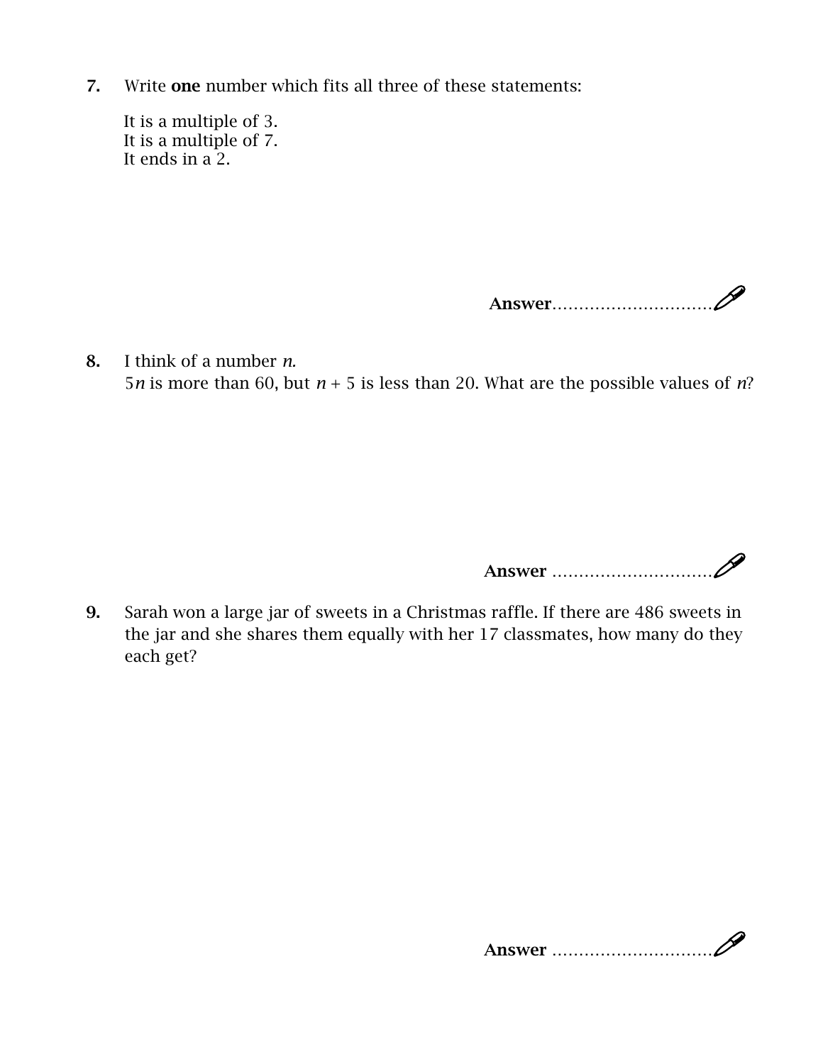7. Write **one** number which fits all three of these statements:

   It is a multiple of 3.
   It is a multiple of 7.
   It ends in a 2.

**Answer**.............................

8. I think of a number $n$.
   $5n$ is more than 60, but $n + 5$ is less than 20. What are the possible values of $n$?

**Answer** .............................

9. Sarah won a large jar of sweets in a Christmas raffle. If there are 486 sweets in the jar and she shares them equally with her 17 classmates, how many do they each get?

**Answer** .............................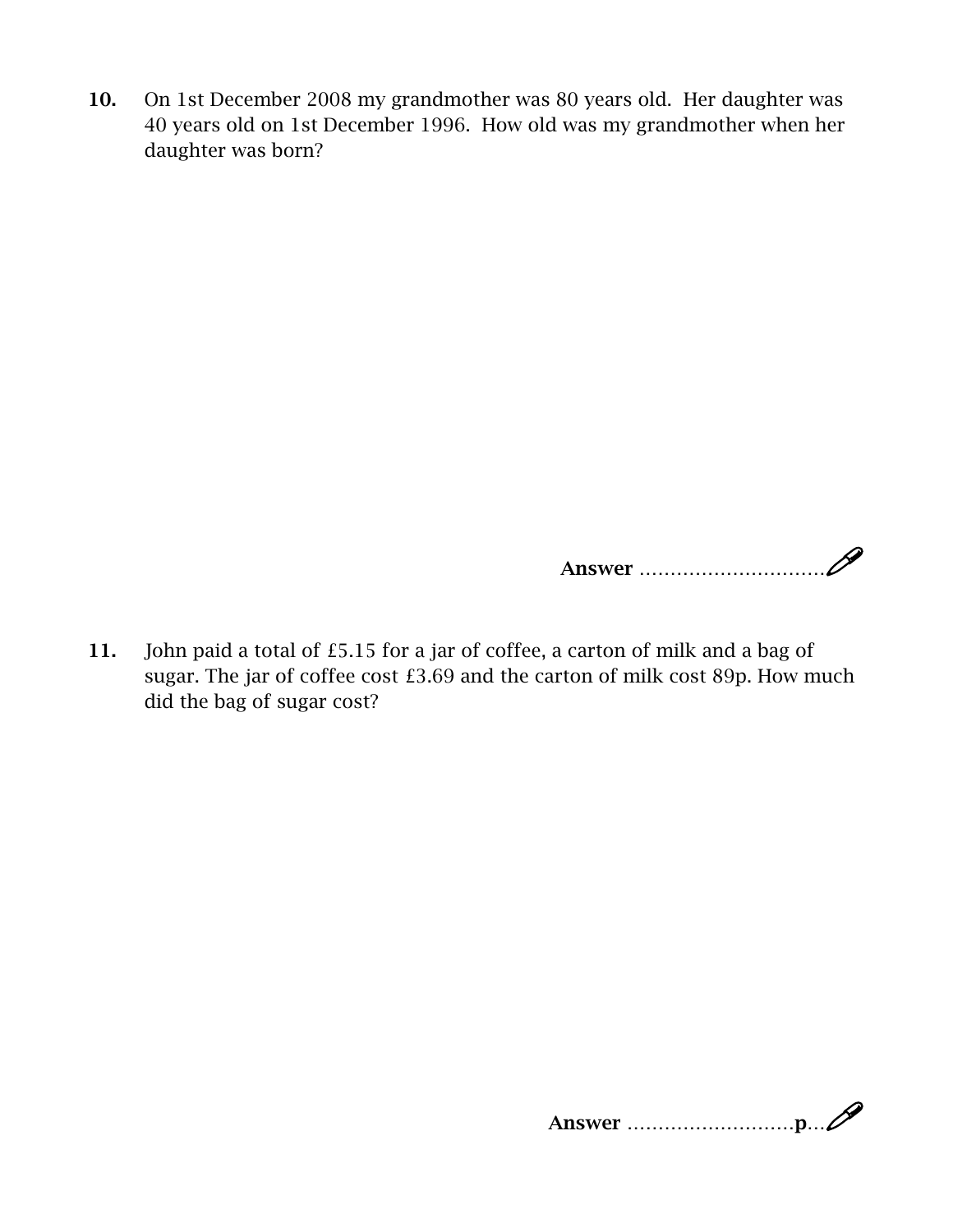**10.** On 1st December 2008 my grandmother was 80 years old. Her daughter was 40 years old on 1st December 1996. How old was my grandmother when her daughter was born?

**Answer** ..............................

**11.** John paid a total of £5.15 for a jar of coffee, a carton of milk and a bag of sugar. The jar of coffee cost £3.69 and the carton of milk cost 89p. How much did the bag of sugar cost?

**Answer** ...........................**p**...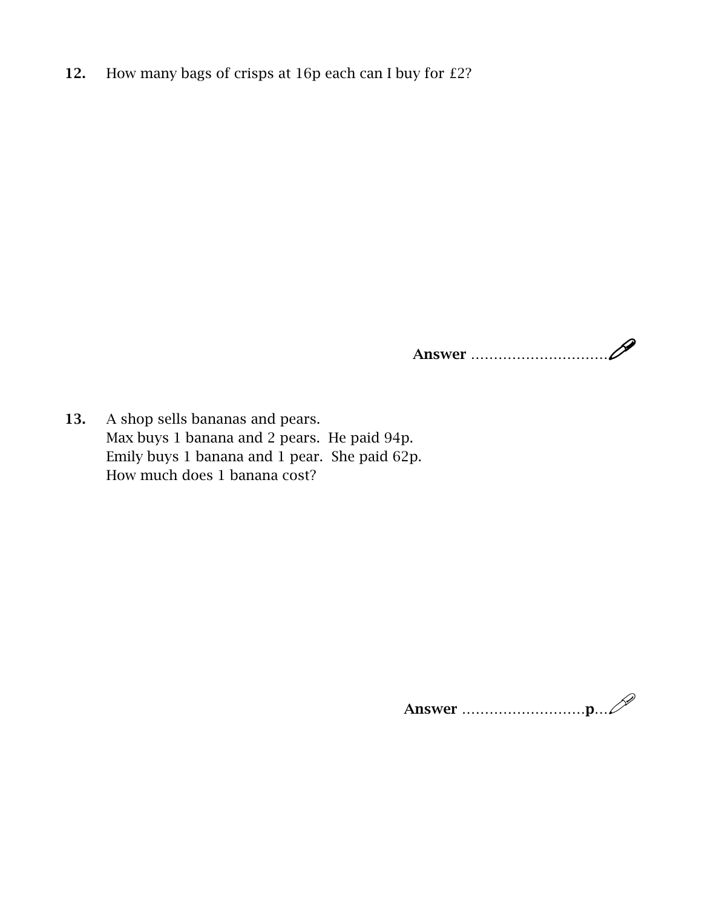**12.** How many bags of crisps at 16p each can I buy for £2?

**Answer** ..............................

**13.** A shop sells bananas and pears.
Max buys 1 banana and 2 pears. He paid 94p.
Emily buys 1 banana and 1 pear. She paid 62p.
How much does 1 banana cost?

**Answer** ............................**p**...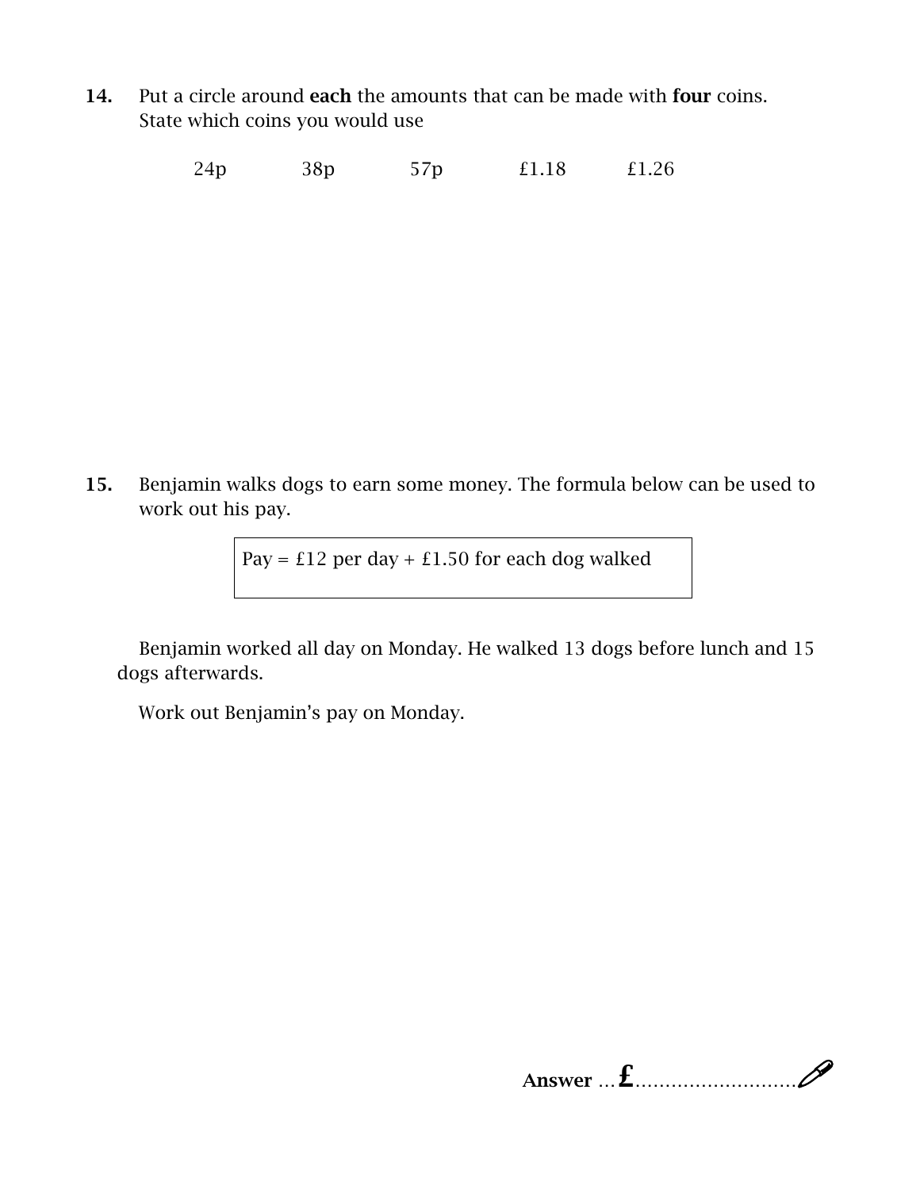**14.** Put a circle around **each** the amounts that can be made with **four** coins.
State which coins you would use

24p      38p      57p      £1.18      £1.26

**15.** Benjamin walks dogs to earn some money. The formula below can be used to work out his pay.

| Pay = £12 per day + £1.50 for each dog walked |
|---|

Benjamin worked all day on Monday. He walked 13 dogs before lunch and 15 dogs afterwards.

Work out Benjamin's pay on Monday.

**Answer** …**£**………………………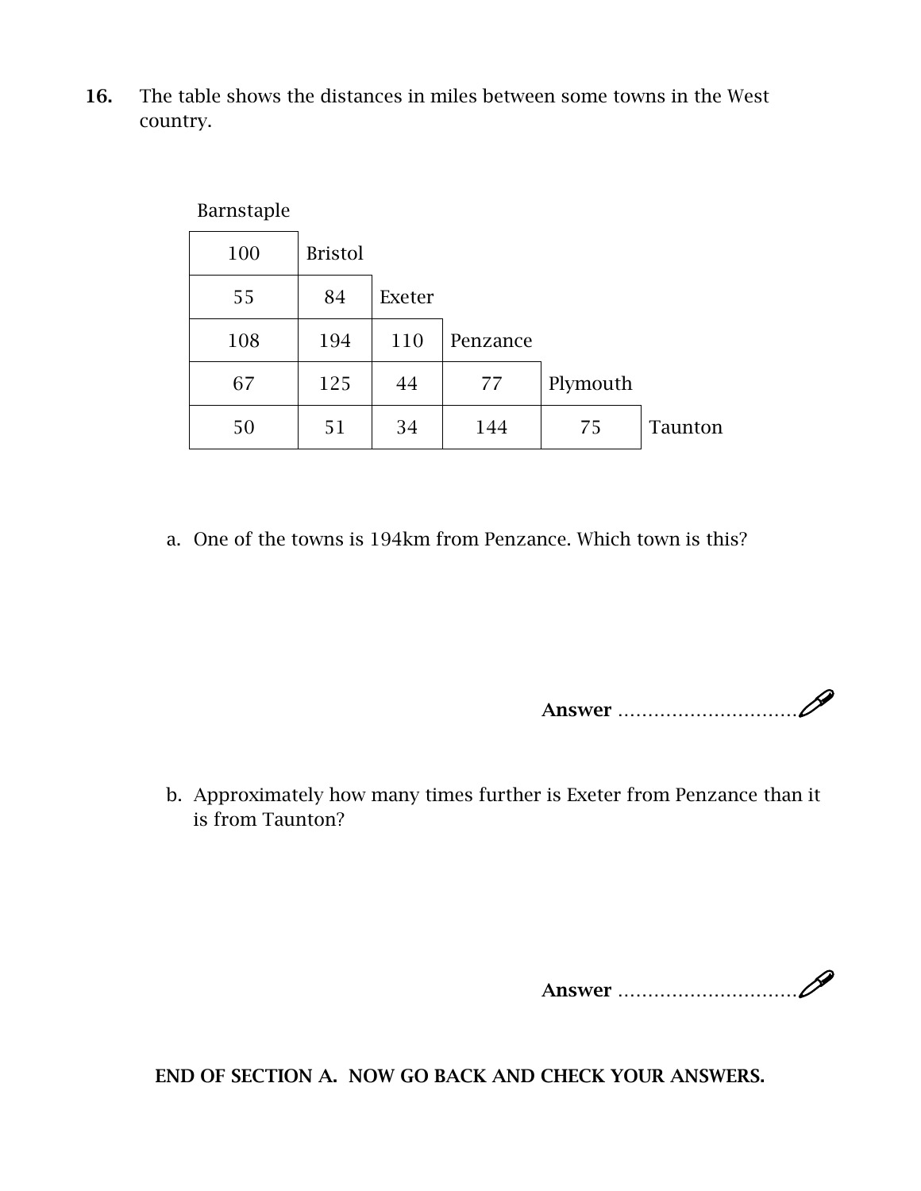**16.** The table shows the distances in miles between some towns in the West country.

| Barnstaple | | | | | |
|---|---|---|---|---|---|
| 100 | Bristol | | | | |
| 55 | 84 | Exeter | | | |
| 108 | 194 | 110 | Penzance | | |
| 67 | 125 | 44 | 77 | Plymouth | |
| 50 | 51 | 34 | 144 | 75 | Taunton |

a. One of the towns is 194km from Penzance. Which town is this?

**Answer** ..............................

b. Approximately how many times further is Exeter from Penzance than it is from Taunton?

**Answer** ..............................

**END OF SECTION A. NOW GO BACK AND CHECK YOUR ANSWERS.**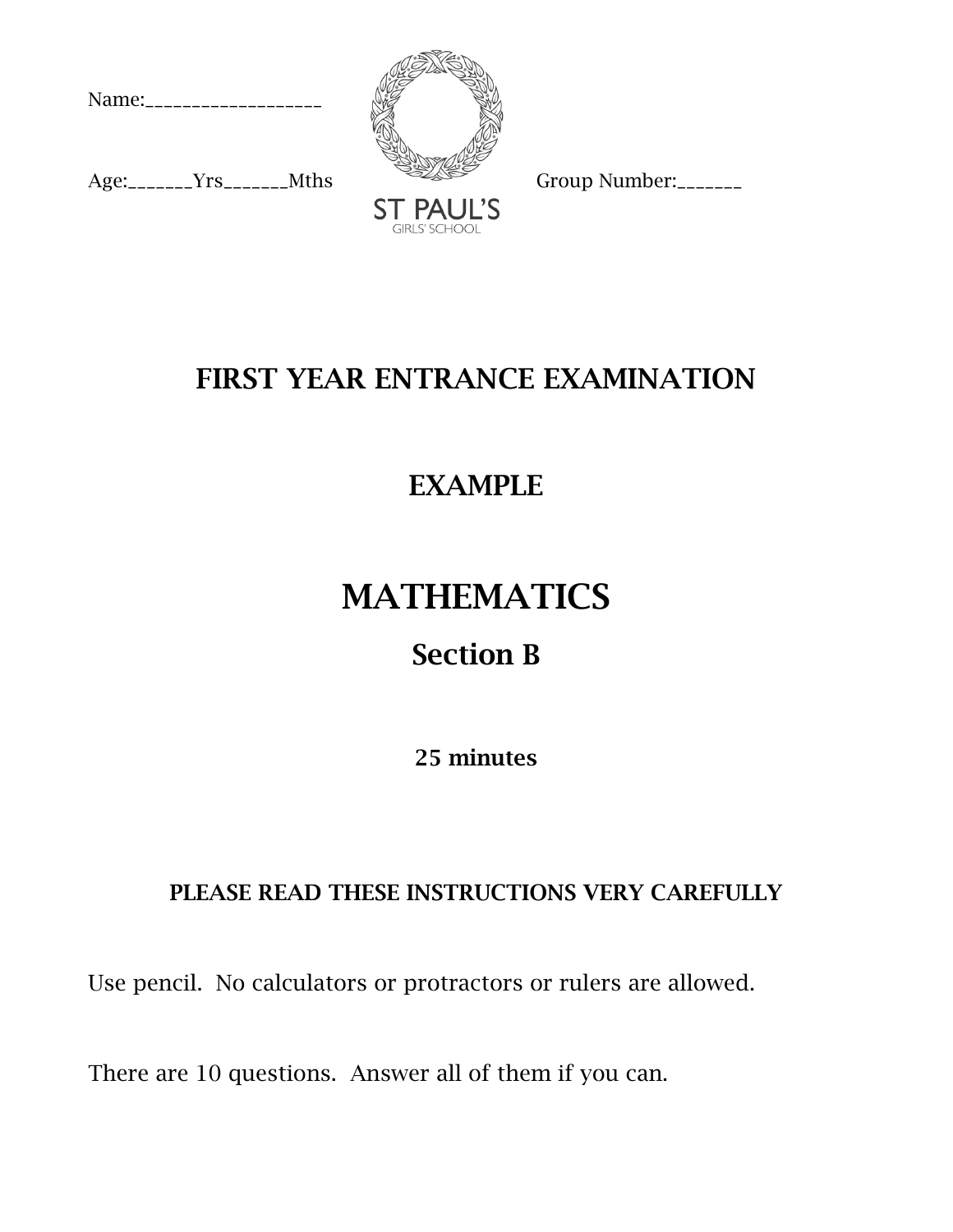Name:____________________

Age:_______Yrs_______Mths

Group Number:_______

ST PAUL'S
GIRLS' SCHOOL

# FIRST YEAR ENTRANCE EXAMINATION

## EXAMPLE

# MATHEMATICS

## Section B

**25 minutes**

**PLEASE READ THESE INSTRUCTIONS VERY CAREFULLY**

Use pencil. No calculators or protractors or rulers are allowed.

There are 10 questions. Answer all of them if you can.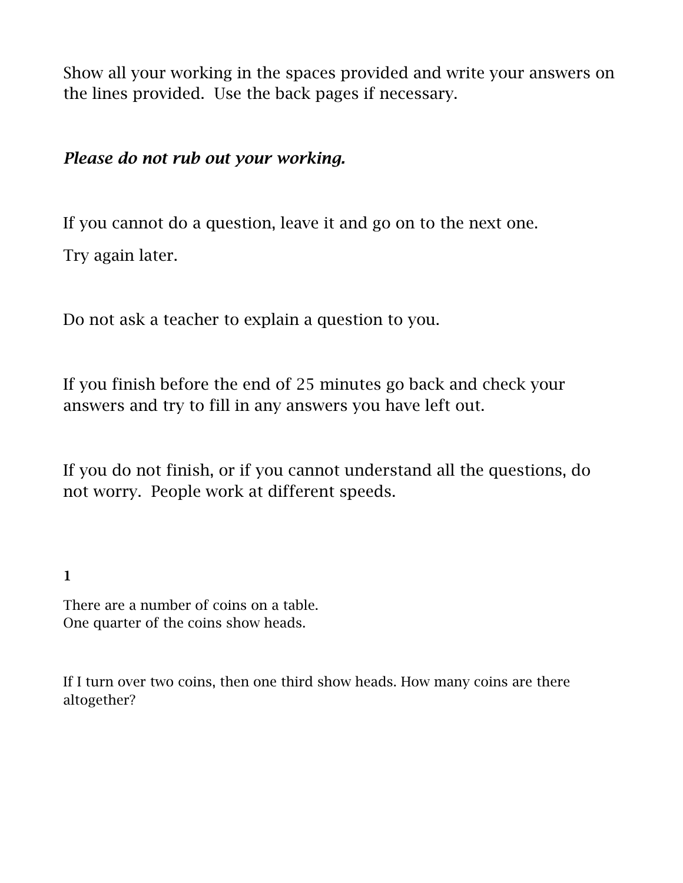Show all your working in the spaces provided and write your answers on the lines provided. Use the back pages if necessary.

***Please do not rub out your working.***

If you cannot do a question, leave it and go on to the next one.

Try again later.

Do not ask a teacher to explain a question to you.

If you finish before the end of 25 minutes go back and check your answers and try to fill in any answers you have left out.

If you do not finish, or if you cannot understand all the questions, do not worry. People work at different speeds.

**1**

There are a number of coins on a table.
One quarter of the coins show heads.

If I turn over two coins, then one third show heads. How many coins are there altogether?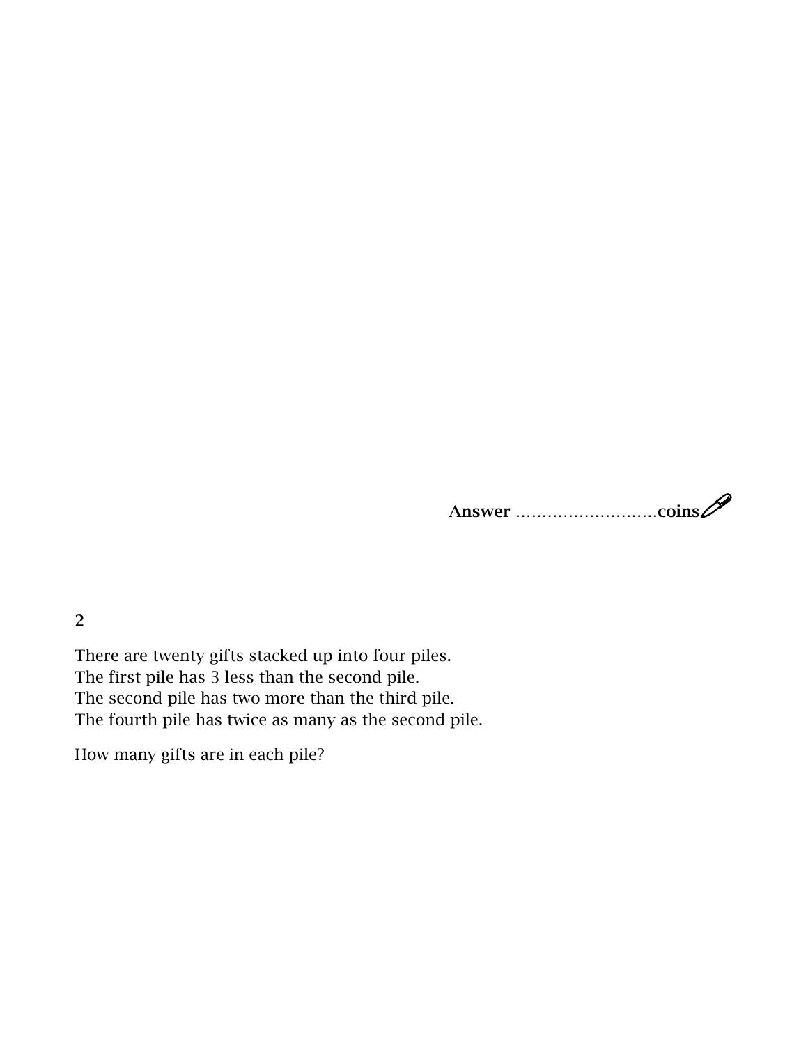**Answer** .........................**coins**

**2**

There are twenty gifts stacked up into four piles.
The first pile has 3 less than the second pile.
The second pile has two more than the third pile.
The fourth pile has twice as many as the second pile.

How many gifts are in each pile?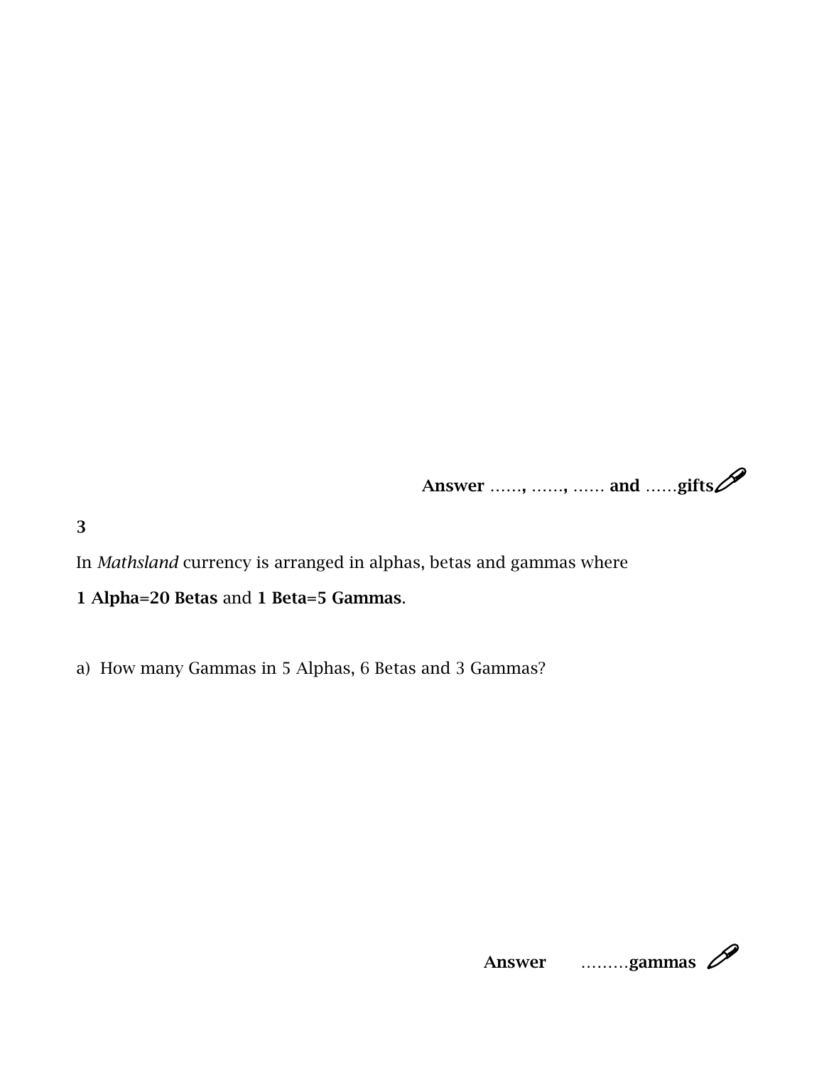**Answer** ……**,** ……**,** …… **and** ……**gifts**

**3**

In *Mathsland* currency is arranged in alphas, betas and gammas where

**1 Alpha=20 Betas** and **1 Beta=5 Gammas**.

a) How many Gammas in 5 Alphas, 6 Betas and 3 Gammas?

**Answer** ………**gammas**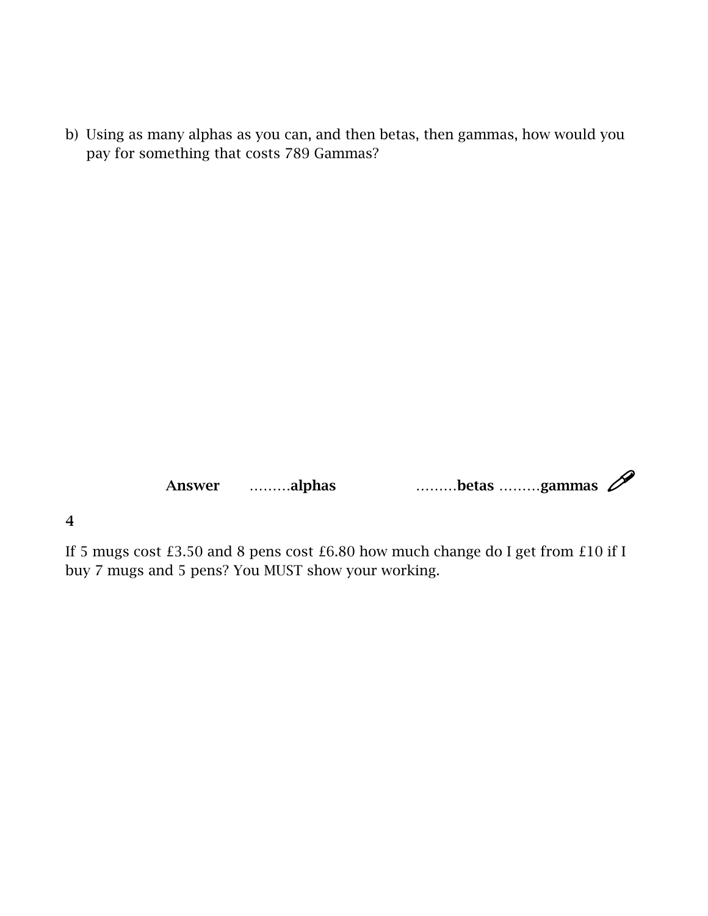b) Using as many alphas as you can, and then betas, then gammas, how would you pay for something that costs 789 Gammas?

**Answer** ………**alphas** ………**betas** ………**gammas**

**4**

If 5 mugs cost £3.50 and 8 pens cost £6.80 how much change do I get from £10 if I buy 7 mugs and 5 pens? You MUST show your working.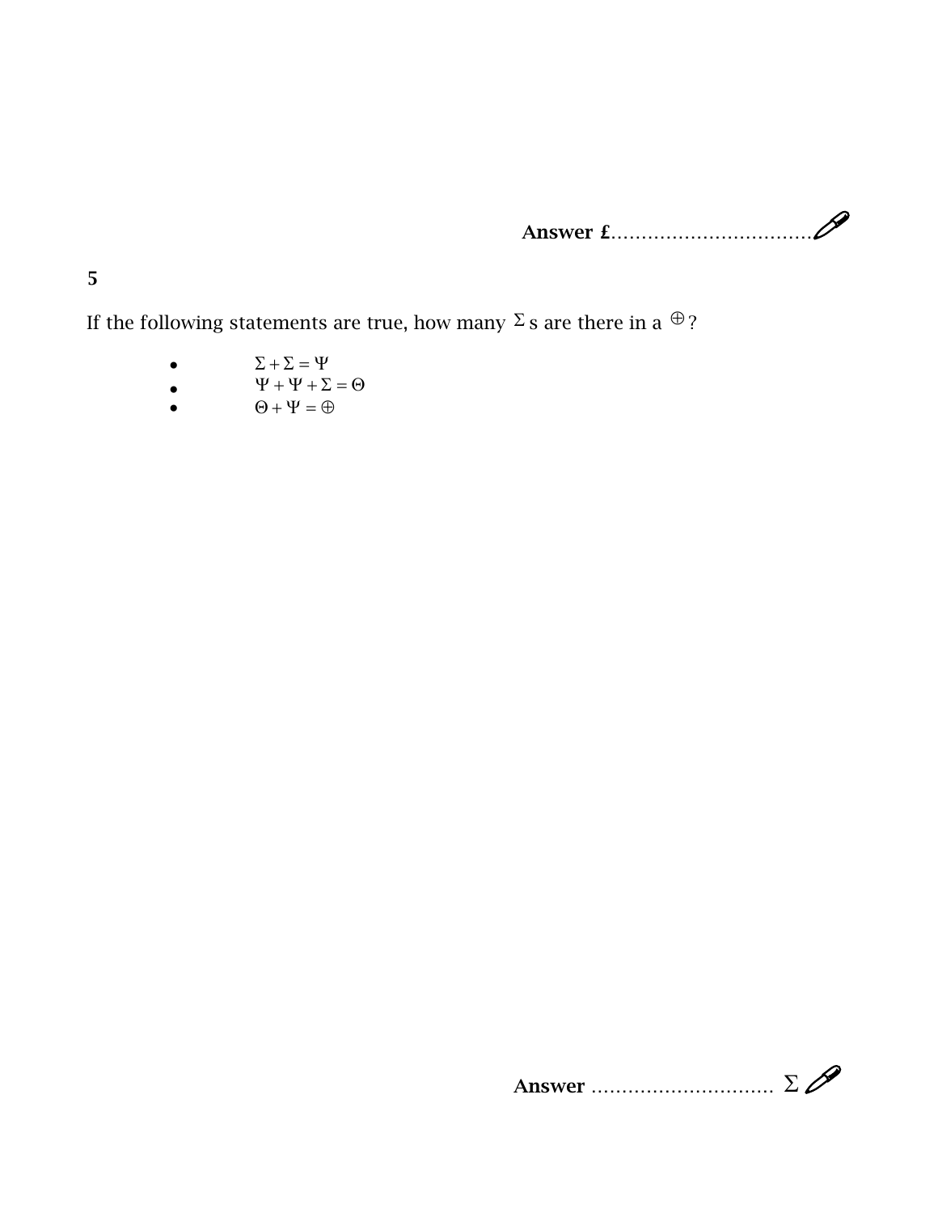**Answer £**.................................

**5**

If the following statements are true, how many $\Sigma$s are there in a $\oplus$?

- $\Sigma + \Sigma = \Psi$
- $\Psi + \Psi + \Sigma = \Theta$
- $\Theta + \Psi = \oplus$

**Answer** .............................. $\Sigma$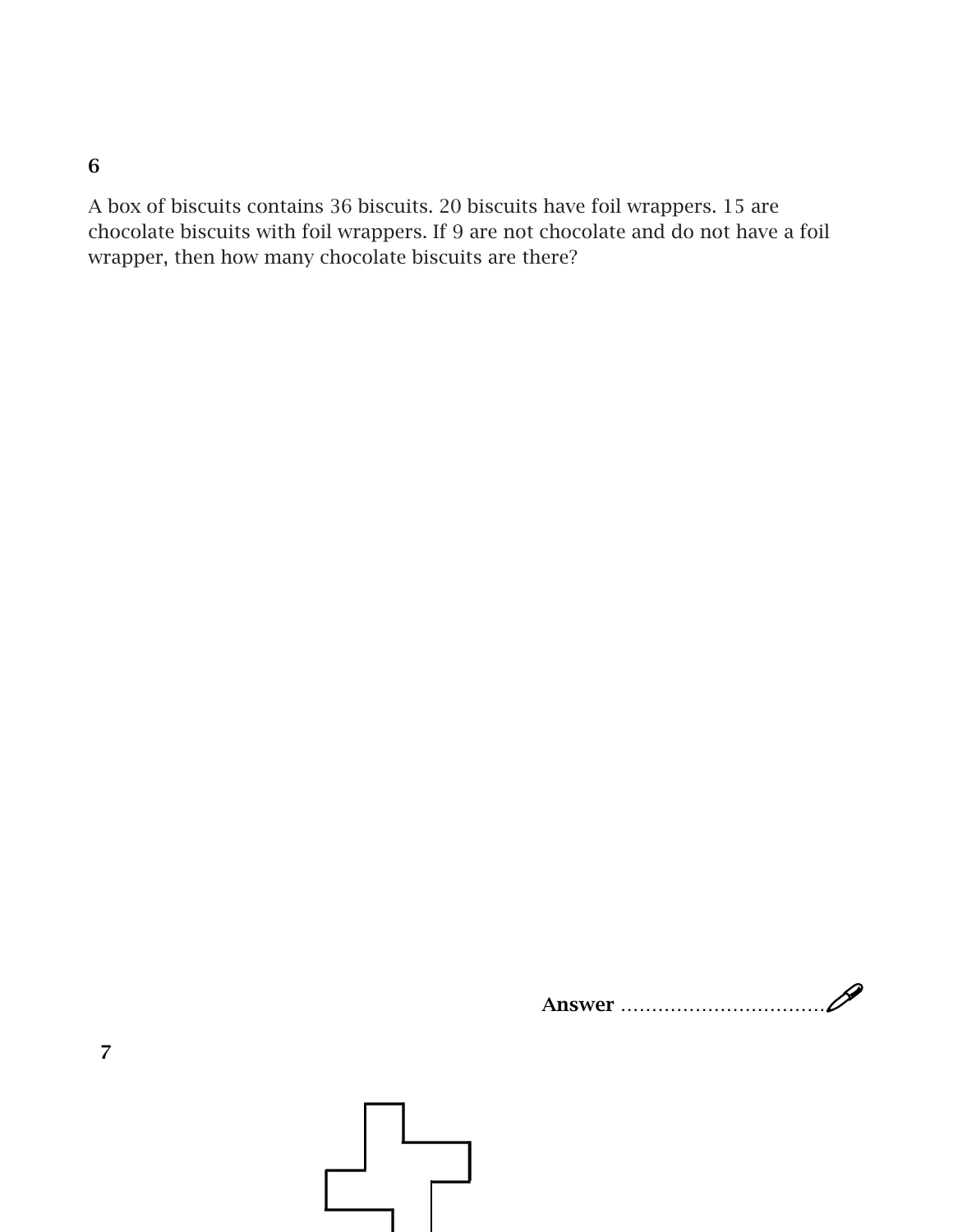**6**

A box of biscuits contains 36 biscuits. 20 biscuits have foil wrappers. 15 are chocolate biscuits with foil wrappers. If 9 are not chocolate and do not have a foil wrapper, then how many chocolate biscuits are there?

**Answer** ................................

**7**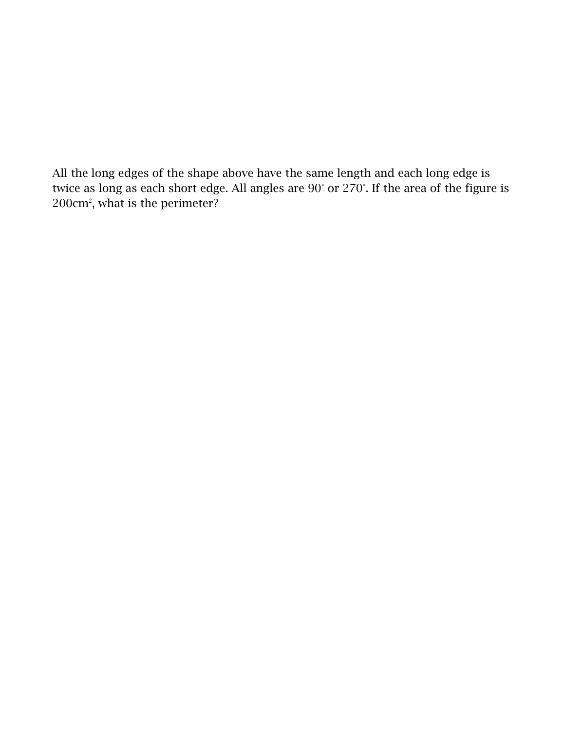All the long edges of the shape above have the same length and each long edge is twice as long as each short edge. All angles are $90^\circ$ or $270^\circ$. If the area of the figure is $200\text{cm}^2$, what is the perimeter?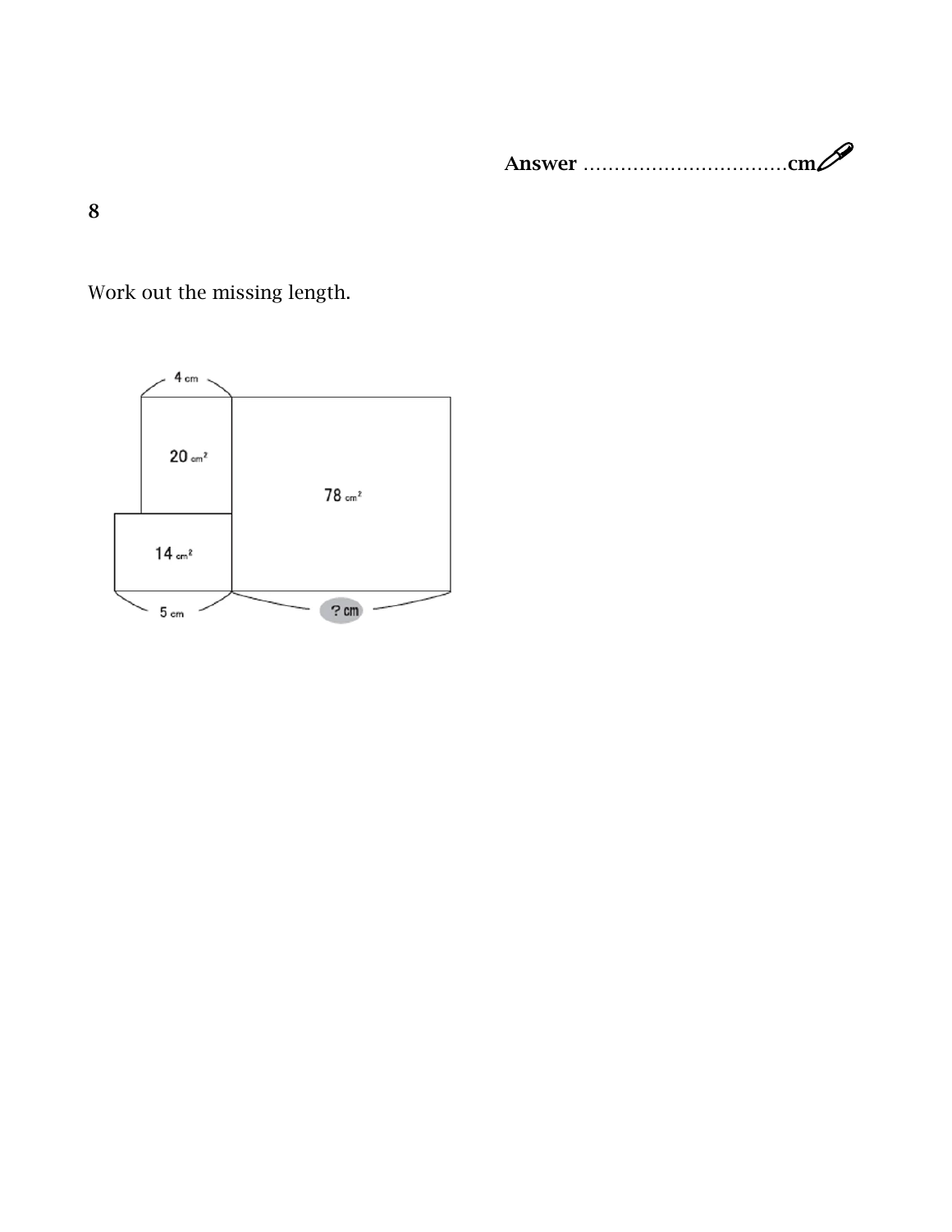**Answer** ................................**cm**

**8**

Work out the missing length.

4 cm

20 $cm^2$

78 $cm^2$

14 $cm^2$

5 cm

? cm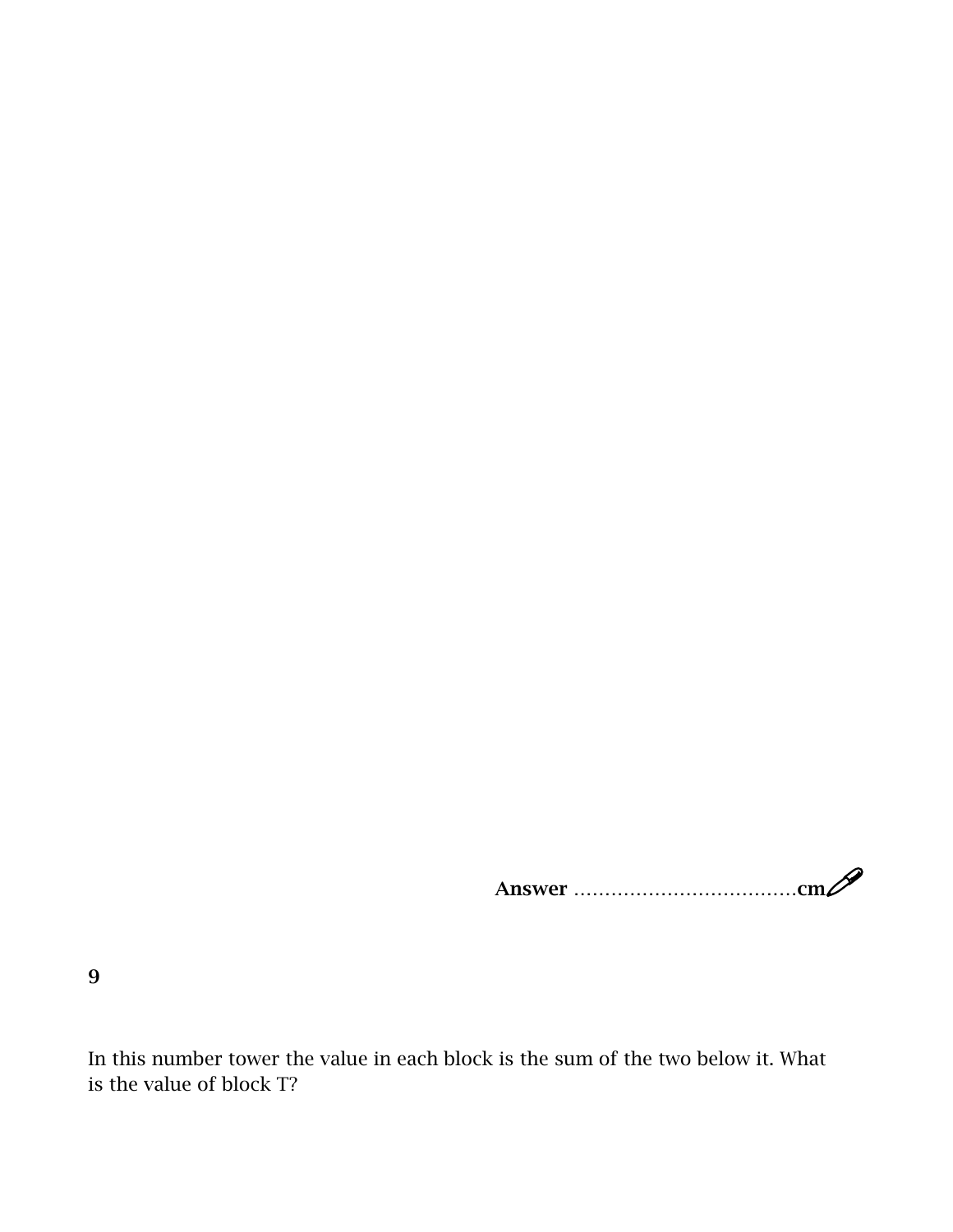**Answer** ..................................**cm**

**9**

In this number tower the value in each block is the sum of the two below it. What is the value of block T?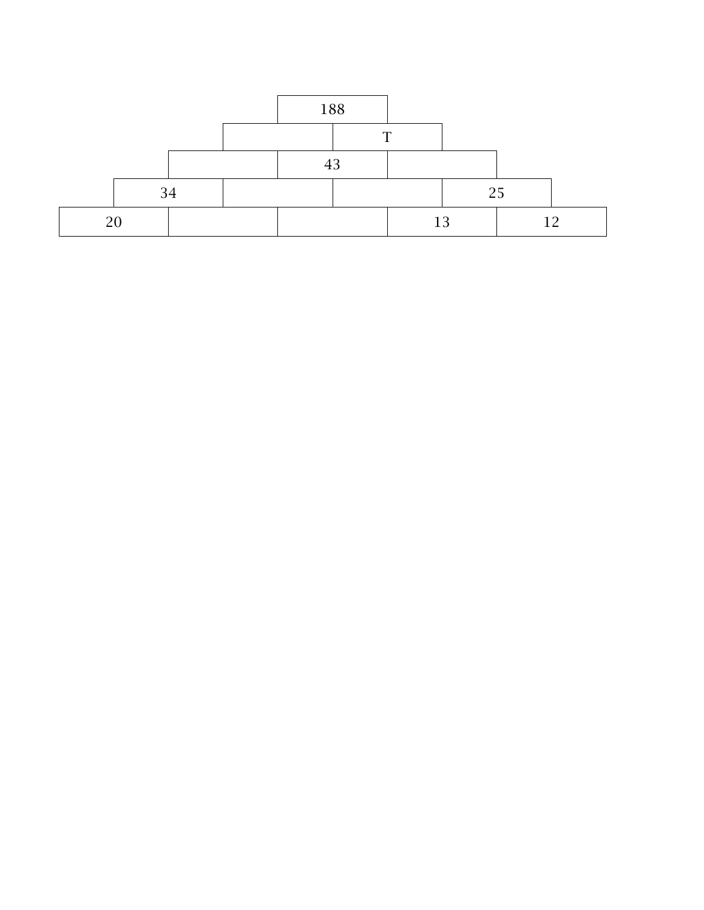| | | | | | | | | |
|---|---|---|---|---|---|---|---|---|
| | | | | 188 | | | | |
| | | | | | T | | | |
| | | | | 43 | | | | |
| | 34 | | | | | | 25 | |
| 20 | | | | | | 13 | | 12 |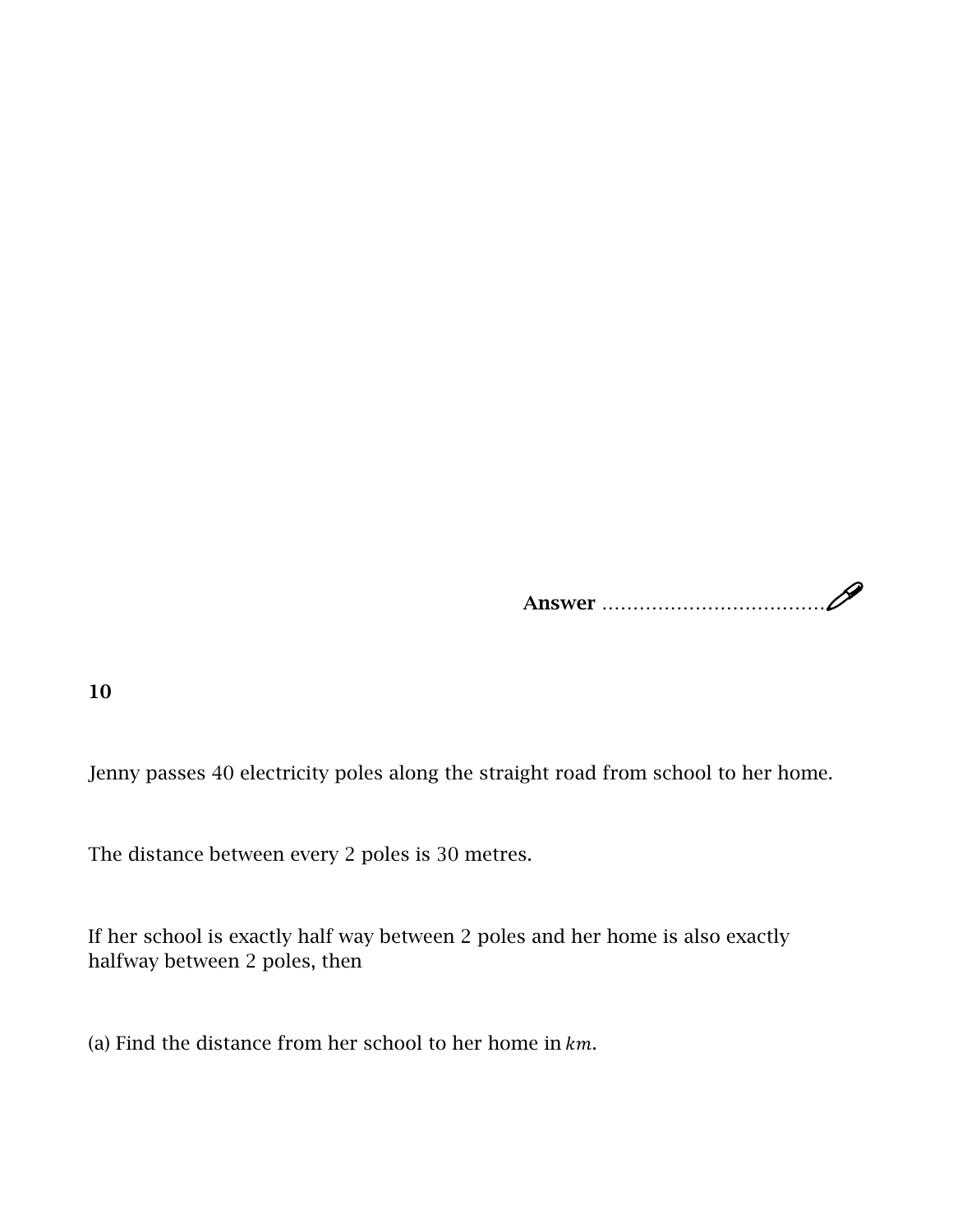**Answer** ..................................

**10**

Jenny passes 40 electricity poles along the straight road from school to her home.

The distance between every 2 poles is 30 metres.

If her school is exactly half way between 2 poles and her home is also exactly halfway between 2 poles, then

(a) Find the distance from her school to her home in $km$.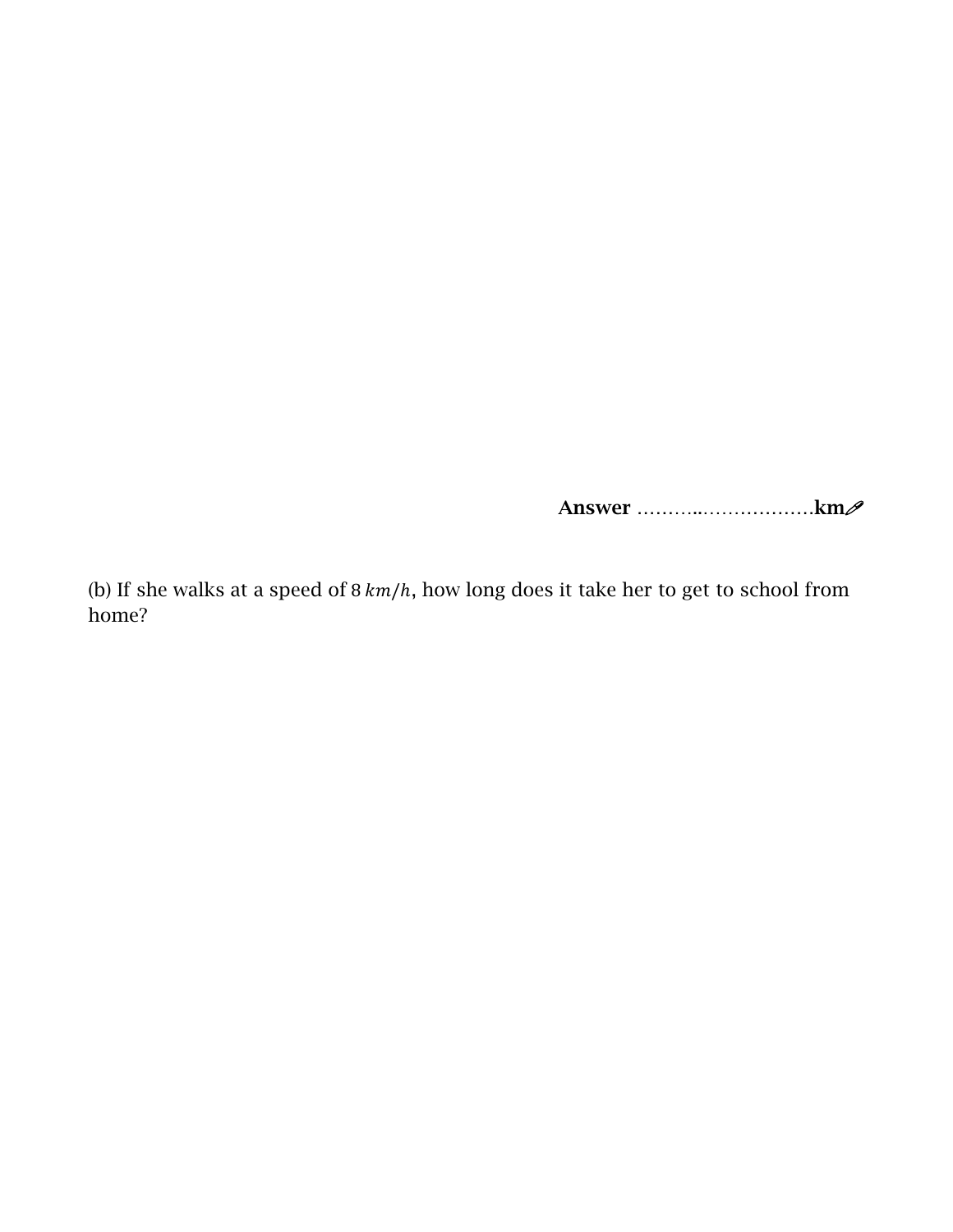**Answer** ………..………………**km**✐

(b) If she walks at a speed of $8\ km/h$, how long does it take her to get to school from home?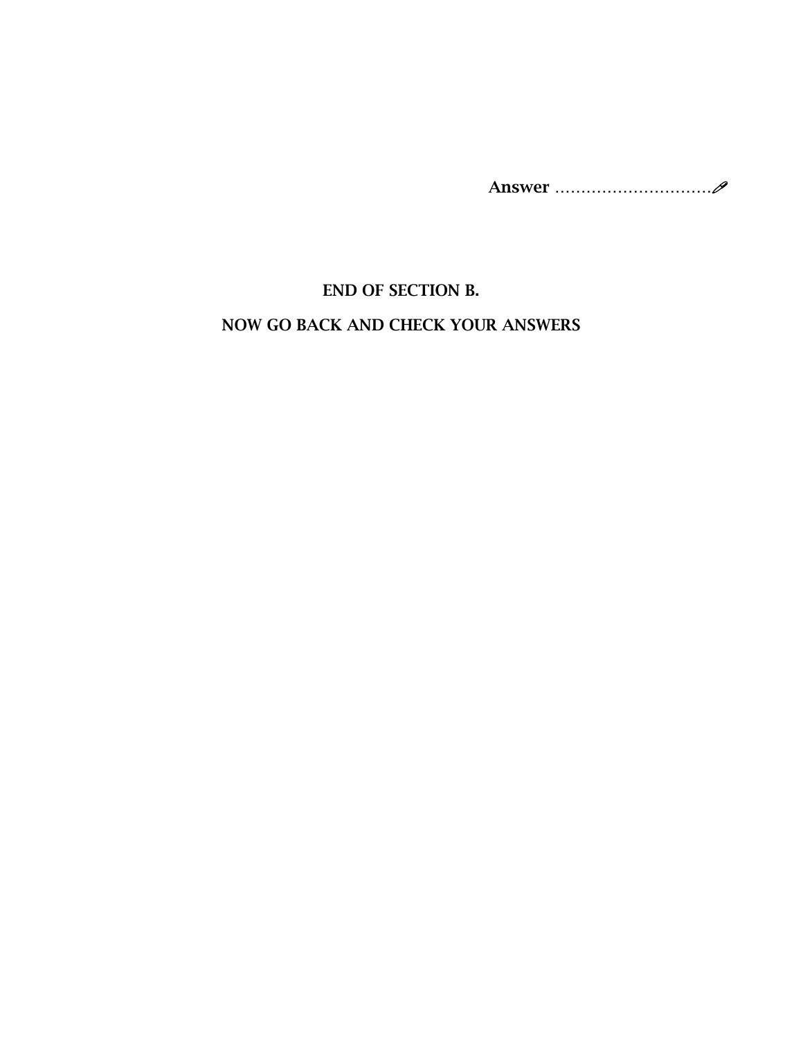**Answer** ..............................✎

**END OF SECTION B.**

**NOW GO BACK AND CHECK YOUR ANSWERS**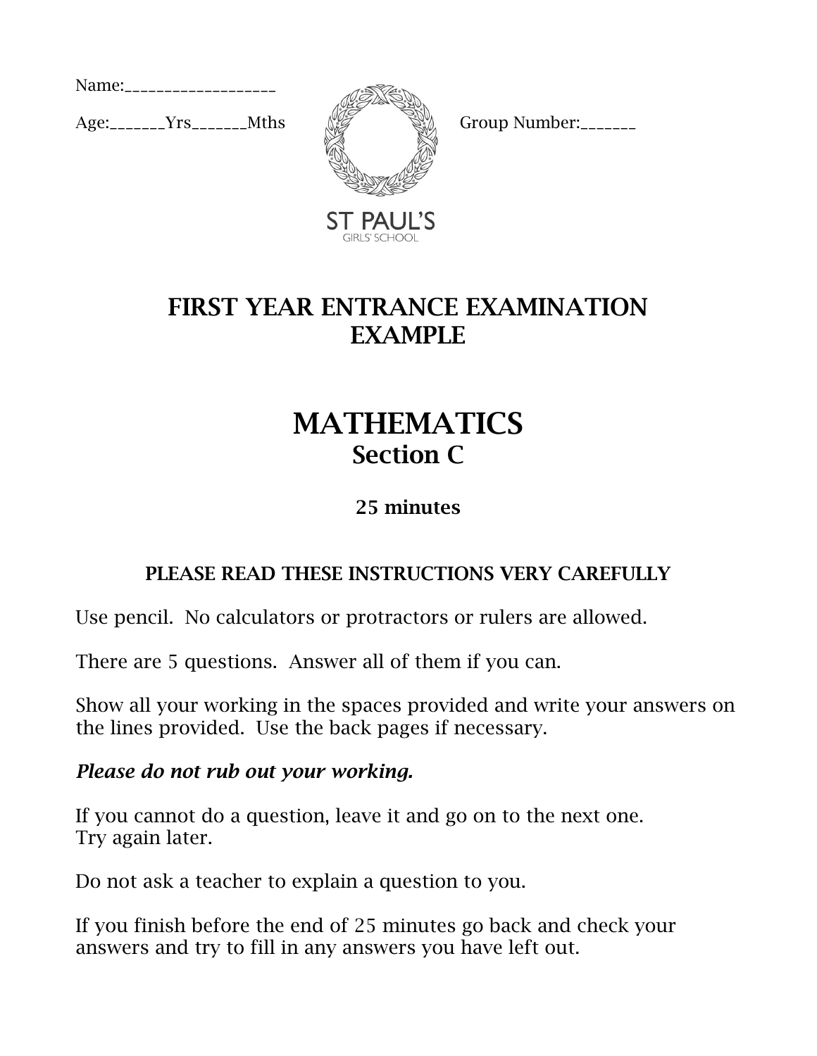Name:____________________

Age:_______Yrs_______Mths

Group Number:_______

ST PAUL'S
GIRLS' SCHOOL

# FIRST YEAR ENTRANCE EXAMINATION
# EXAMPLE

# MATHEMATICS
## Section C

### 25 minutes

### PLEASE READ THESE INSTRUCTIONS VERY CAREFULLY

Use pencil. No calculators or protractors or rulers are allowed.

There are 5 questions. Answer all of them if you can.

Show all your working in the spaces provided and write your answers on the lines provided. Use the back pages if necessary.

***Please do not rub out your working.***

If you cannot do a question, leave it and go on to the next one.
Try again later.

Do not ask a teacher to explain a question to you.

If you finish before the end of 25 minutes go back and check your answers and try to fill in any answers you have left out.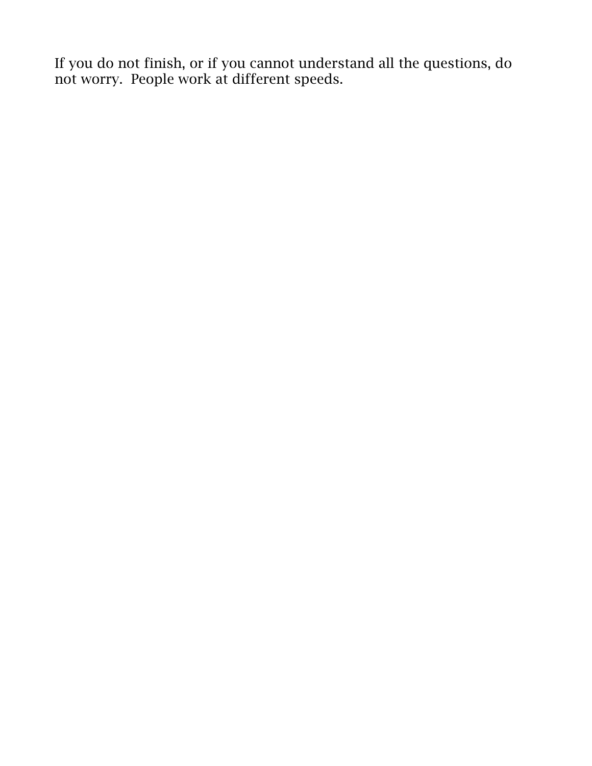If you do not finish, or if you cannot understand all the questions, do not worry.  People work at different speeds.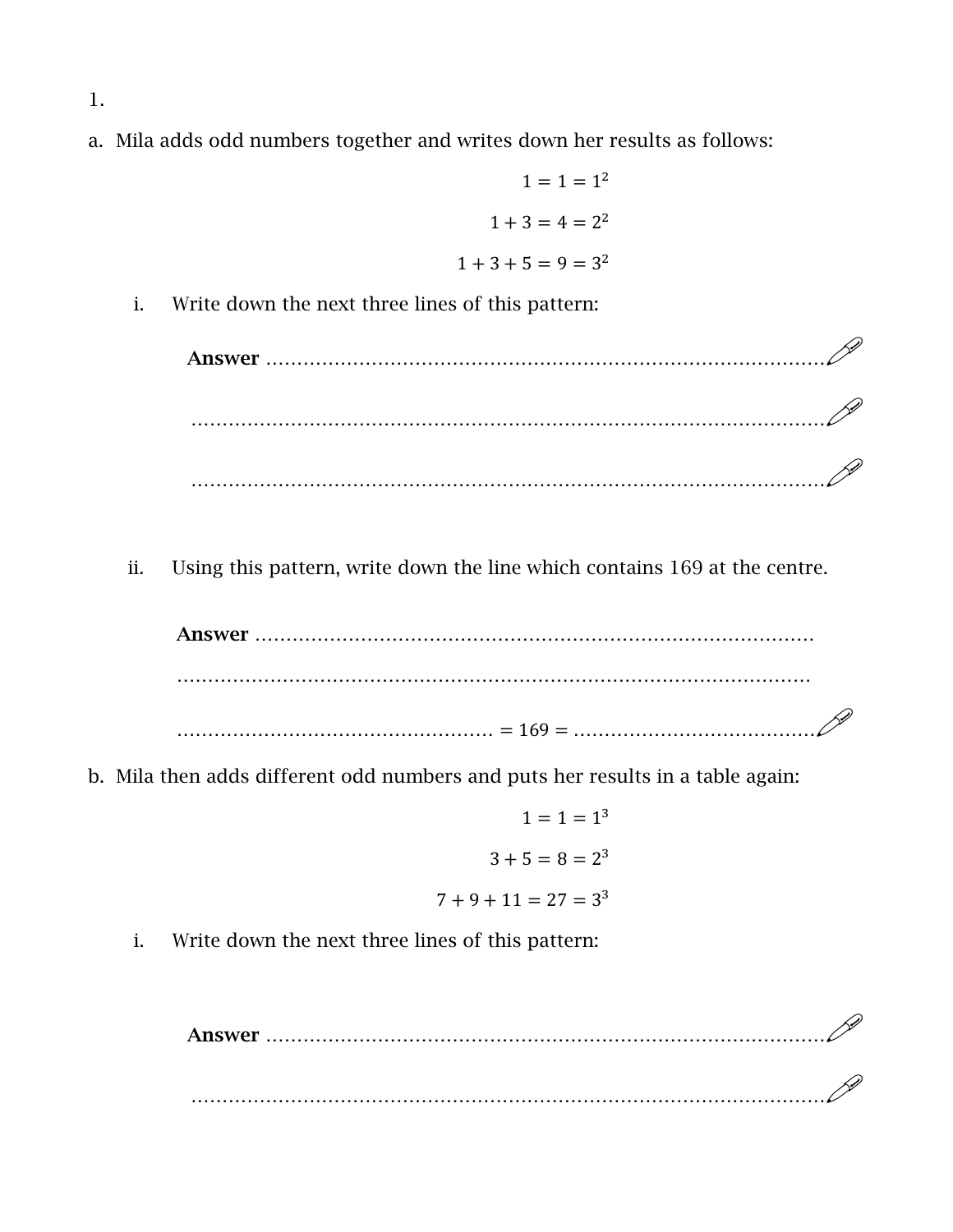1.

a. Mila adds odd numbers together and writes down her results as follows:

$$1 = 1 = 1^2$$

$$1 + 3 = 4 = 2^2$$

$$1 + 3 + 5 = 9 = 3^2$$

i. Write down the next three lines of this pattern:

**Answer** ...............................................................................................

...............................................................................................................

...............................................................................................................

ii. Using this pattern, write down the line which contains 169 at the centre.

**Answer** ...............................................................................................

...............................................................................................................

.................................................. = 169 = ..........................................

b. Mila then adds different odd numbers and puts her results in a table again:

$$1 = 1 = 1^3$$

$$3 + 5 = 8 = 2^3$$

$$7 + 9 + 11 = 27 = 3^3$$

i. Write down the next three lines of this pattern:

**Answer** ...............................................................................................

...............................................................................................................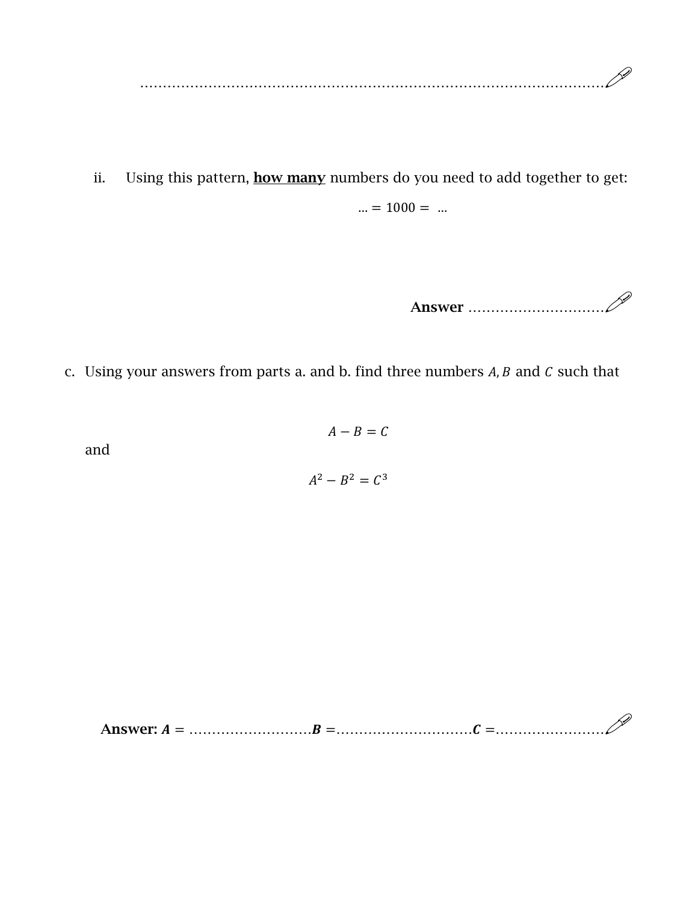..........................................................................................................

ii. Using this pattern, **<u>how many</u>** numbers do you need to add together to get:

$$\ldots = 1000 = \ldots$$

**Answer** ..............................

c. Using your answers from parts a. and b. find three numbers $A, B$ and $C$ such that

$$A - B = C$$

and

$$A^2 - B^2 = C^3$$

**Answer:** $\boldsymbol{A}$ = ...........................$\boldsymbol{B}$ =..............................$\boldsymbol{C}$ =........................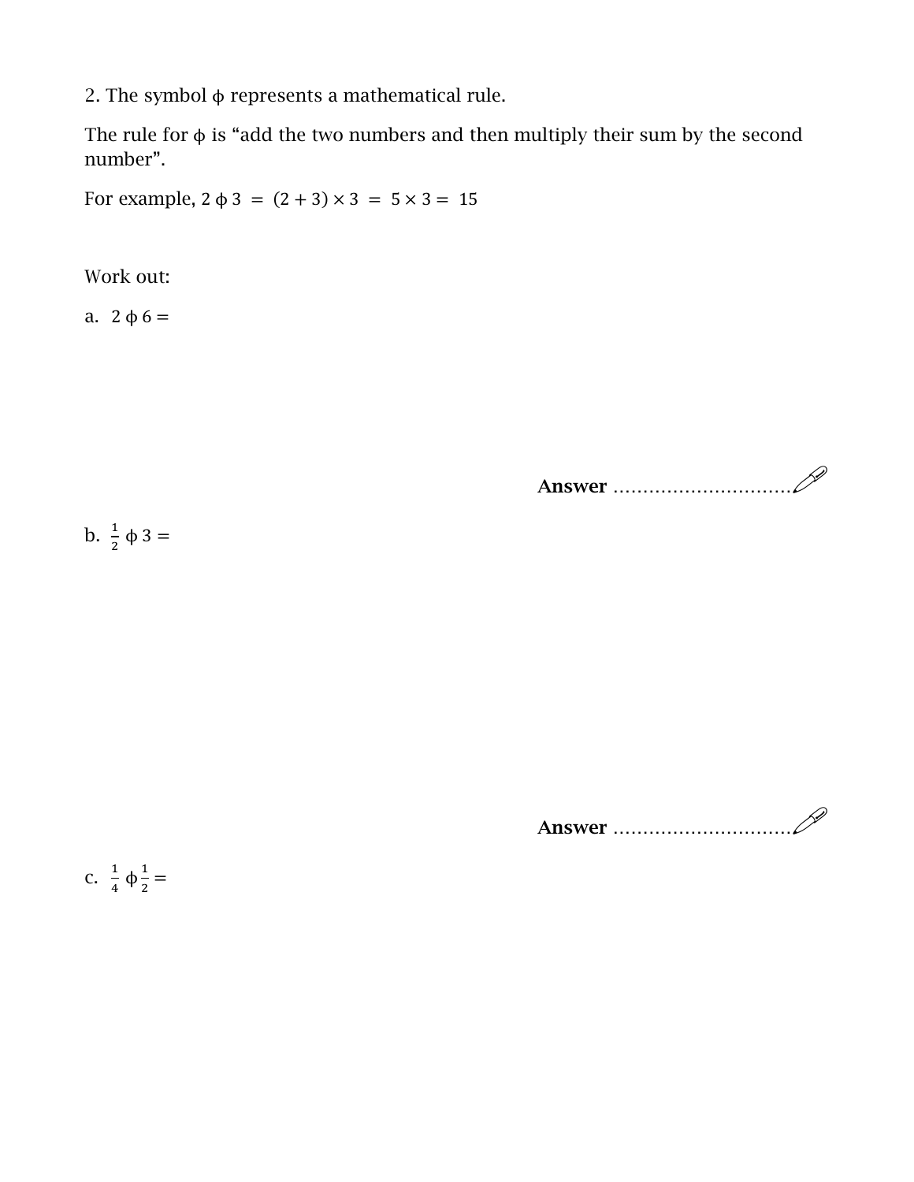2. The symbol $\phi$ represents a mathematical rule.

The rule for $\phi$ is "add the two numbers and then multiply their sum by the second number".

For example, $2 \,\phi\, 3 = (2 + 3) \times 3 = 5 \times 3 = 15$

Work out:

a. $2 \,\phi\, 6 =$

**Answer** ..............................

b. $\frac{1}{2} \,\phi\, 3 =$

**Answer** ..............................

c. $\frac{1}{4} \,\phi\, \frac{1}{2} =$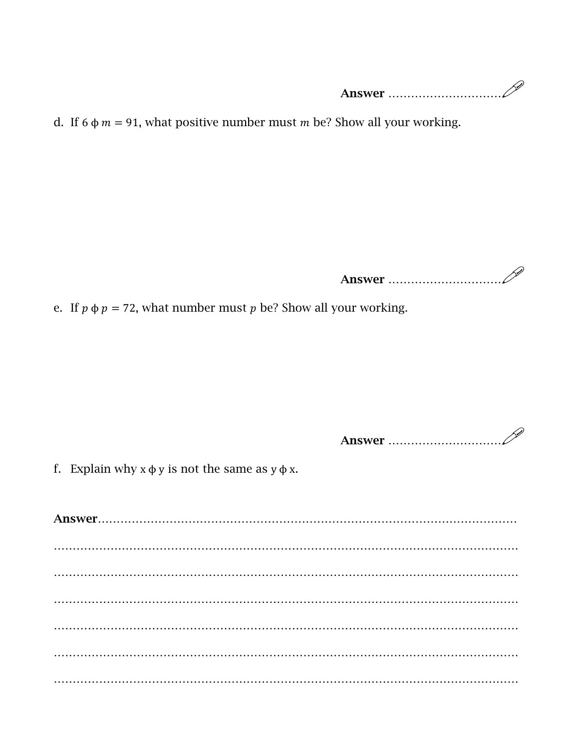**Answer** ..............................

d. If $6 \phi m = 91$, what positive number must $m$ be? Show all your working.

**Answer** ..............................

e. If $p \phi p = 72$, what number must $p$ be? Show all your working.

**Answer** ..............................

f. Explain why $x \phi y$ is not the same as $y \phi x$.

**Answer**..........................................................................................................

..........................................................................................................................

..........................................................................................................................

..........................................................................................................................

..........................................................................................................................

..........................................................................................................................

..........................................................................................................................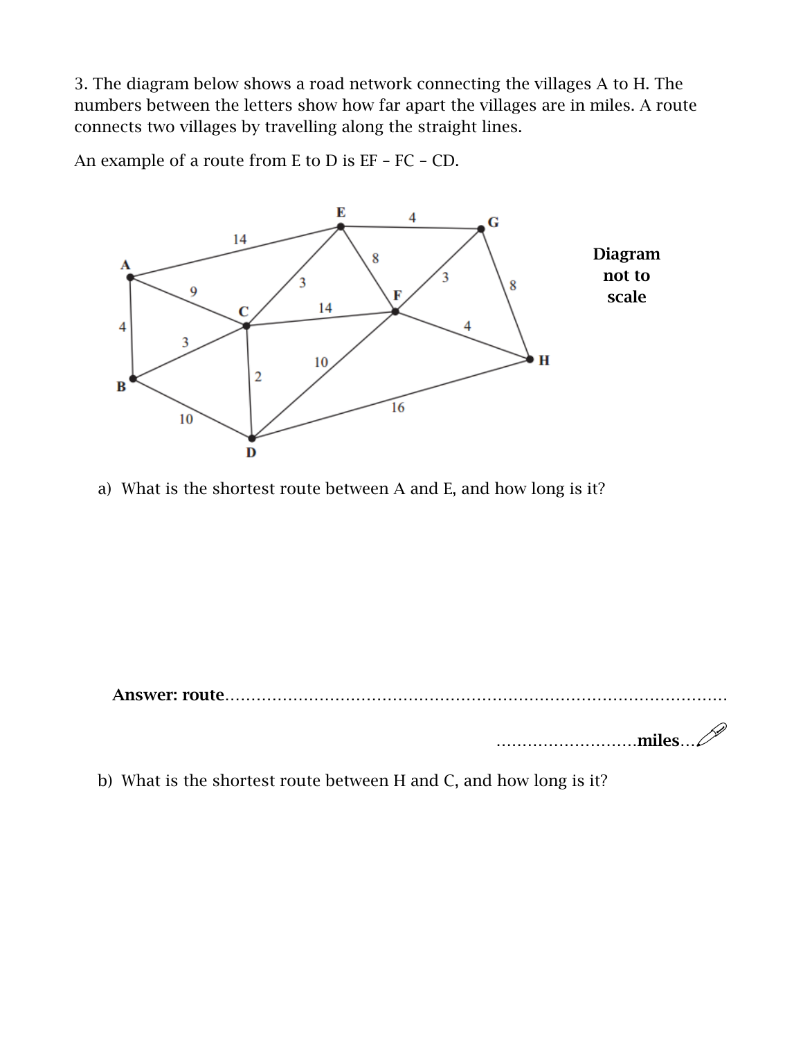3. The diagram below shows a road network connecting the villages A to H. The numbers between the letters show how far apart the villages are in miles. A route connects two villages by travelling along the straight lines.

An example of a route from E to D is EF – FC – CD.

Diagram not to scale

a) What is the shortest route between A and E, and how long is it?

**Answer: route**.......................................................................................

..........................**miles**...

b) What is the shortest route between H and C, and how long is it?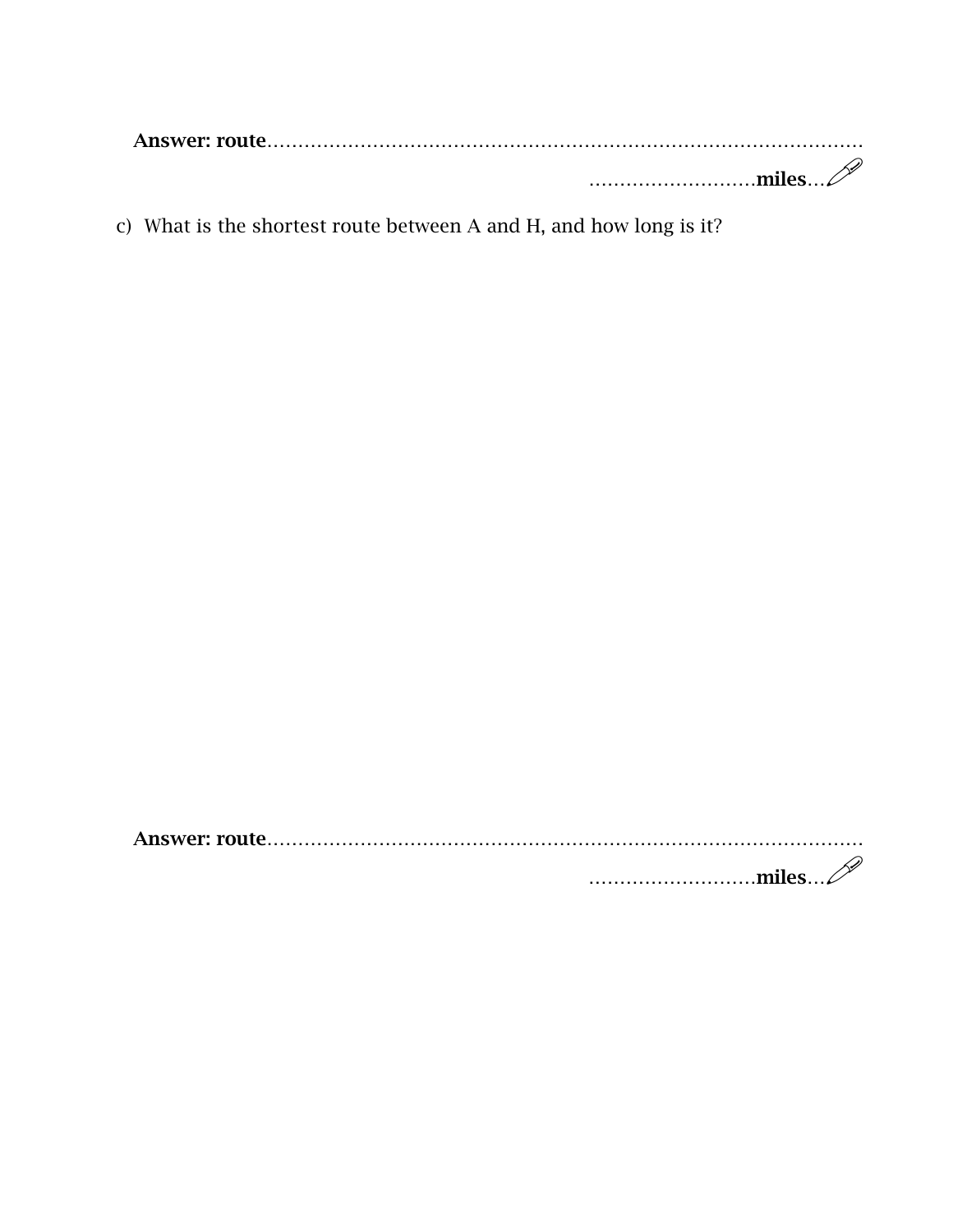**Answer: route**.....................................................................................

...........................**miles**...

c) What is the shortest route between A and H, and how long is it?

**Answer: route**.....................................................................................

...........................**miles**...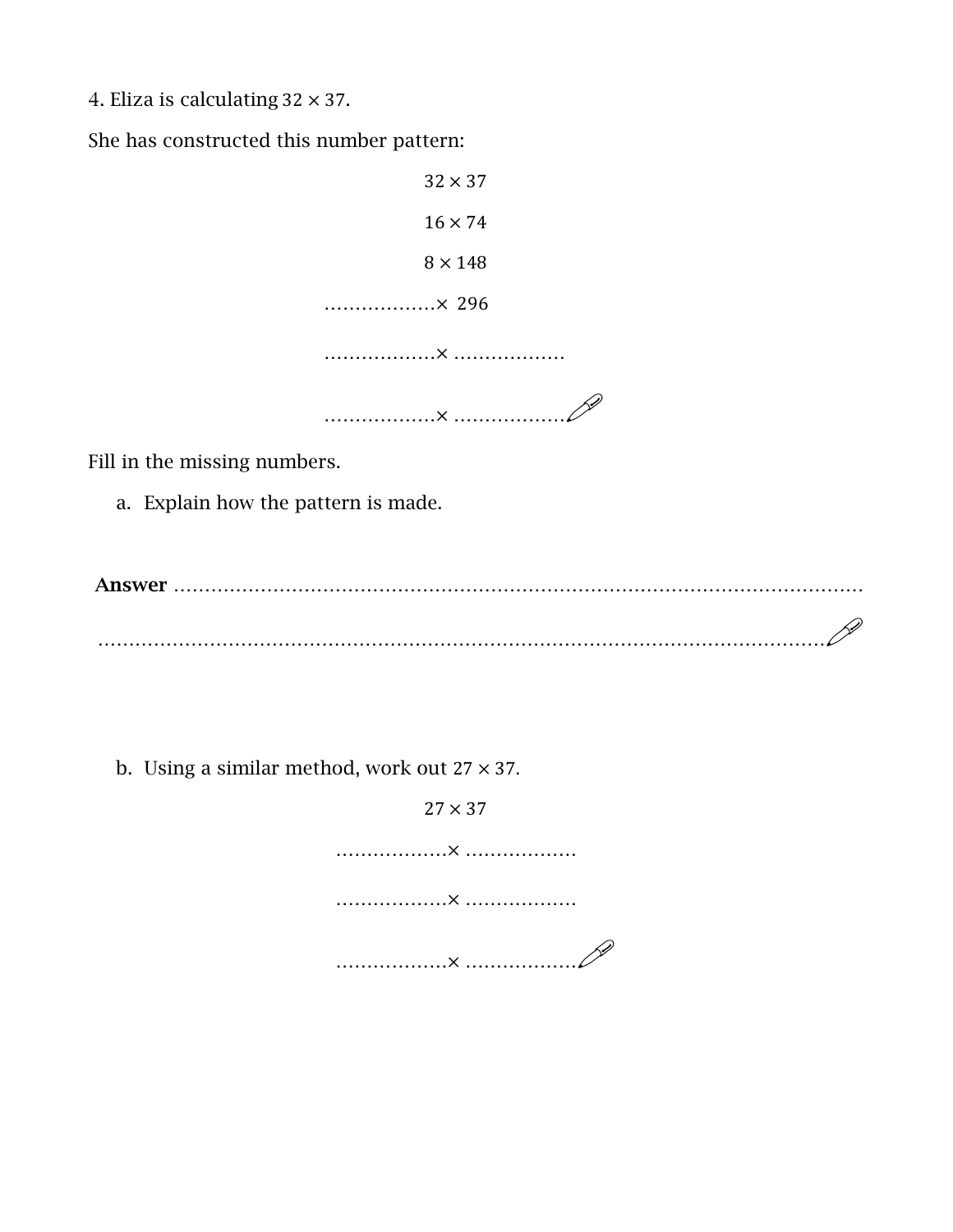4. Eliza is calculating $32 \times 37$.

She has constructed this number pattern:

$$32 \times 37$$

$$16 \times 74$$

$$8 \times 148$$

………………× 296

………………× ………………

………………× ………………

Fill in the missing numbers.

a. Explain how the pattern is made.

**Answer** …………………………………………………………………………………………………

…………………………………………………………………………………………………………

b. Using a similar method, work out $27 \times 37$.

$$27 \times 37$$

………………× ………………

………………× ………………

………………× ………………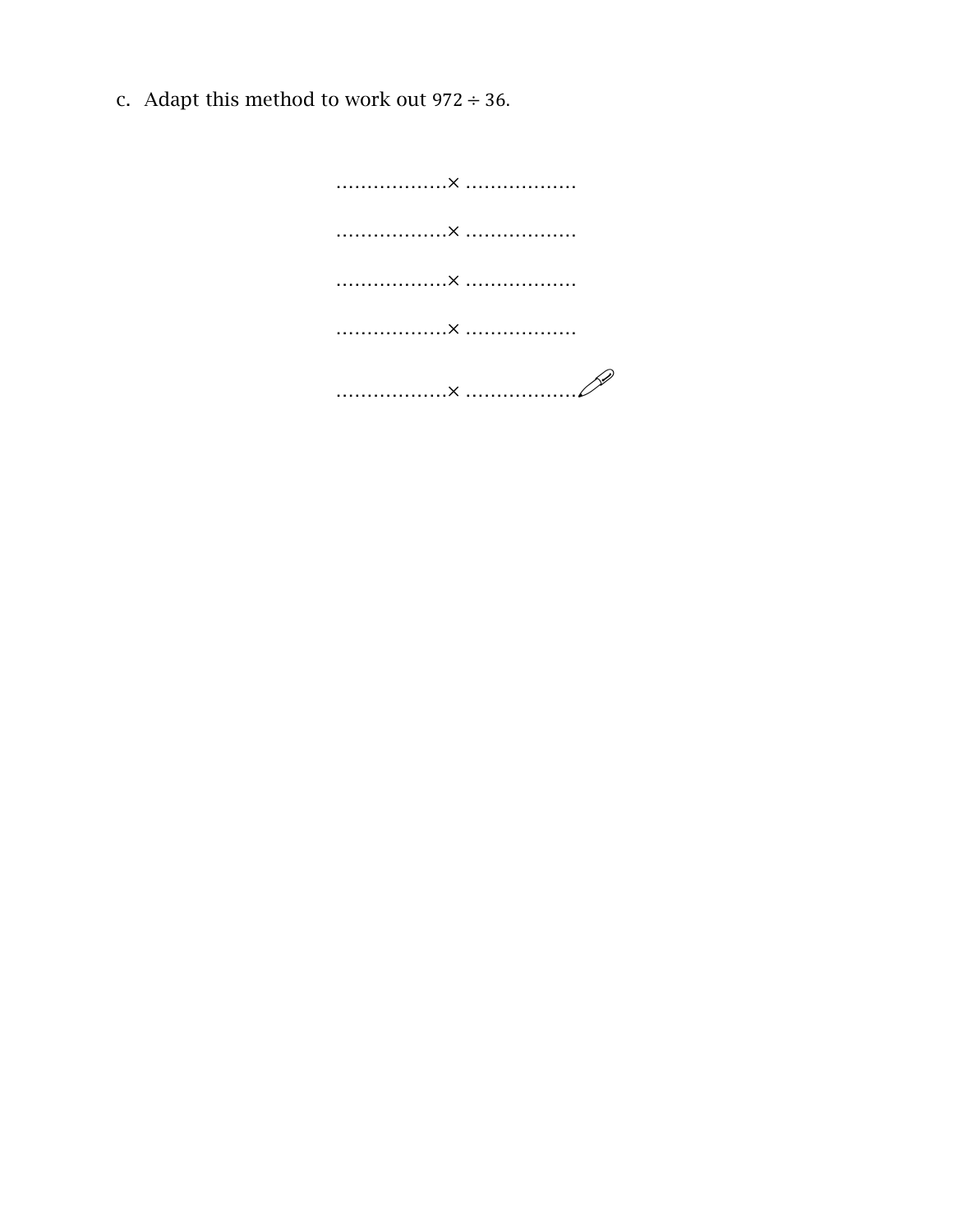c. Adapt this method to work out $972 \div 36$.

………………× ………………

………………× ………………

………………× ………………

………………× ………………

………………× ………………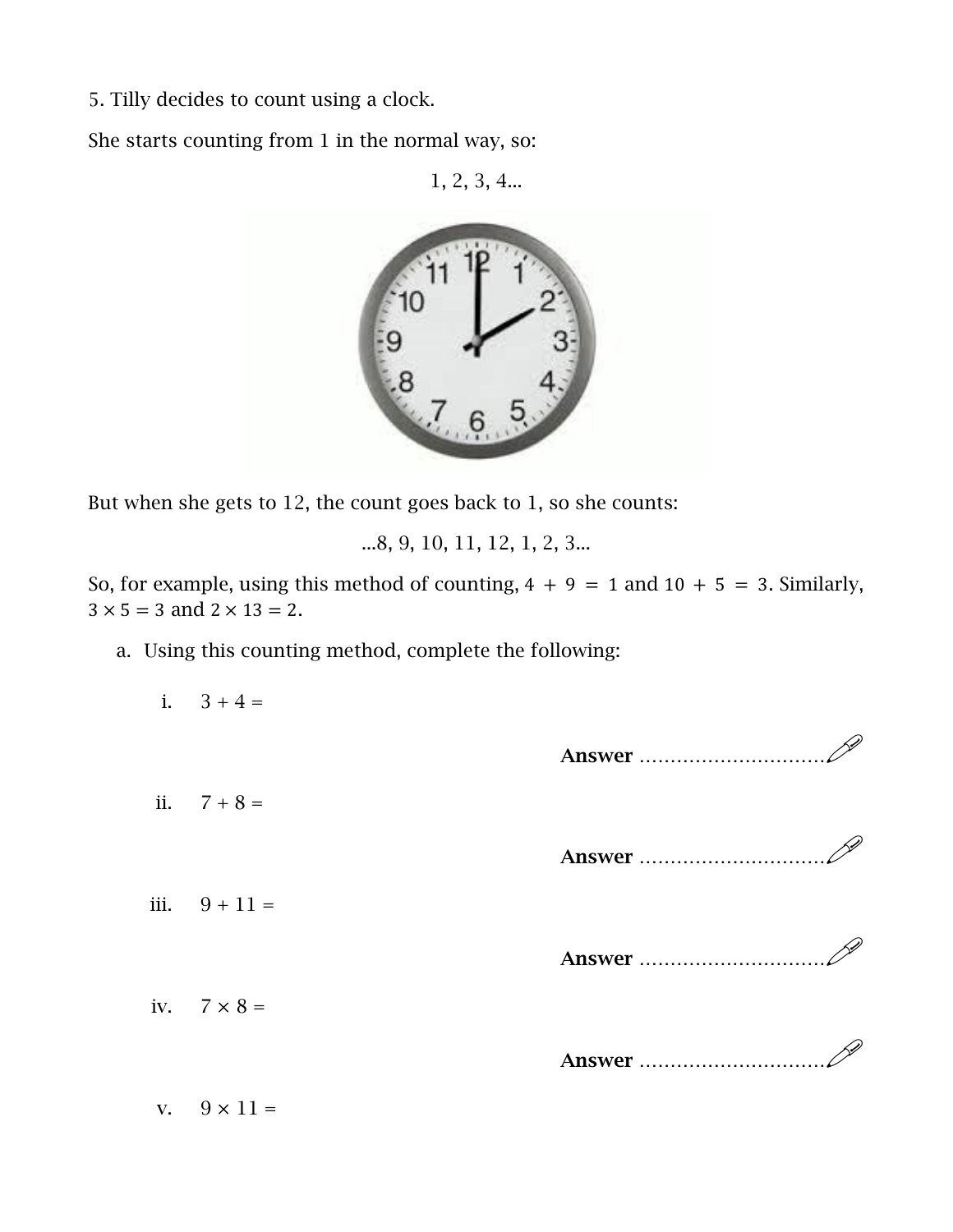5. Tilly decides to count using a clock.

She starts counting from 1 in the normal way, so:

1, 2, 3, 4...

But when she gets to 12, the count goes back to 1, so she counts:

...8, 9, 10, 11, 12, 1, 2, 3...

So, for example, using this method of counting, $4 + 9 = 1$ and $10 + 5 = 3$. Similarly, $3 \times 5 = 3$ and $2 \times 13 = 2$.

a. Using this counting method, complete the following:

i. $3 + 4 =$

**Answer** ..............................

ii. $7 + 8 =$

**Answer** ..............................

iii. $9 + 11 =$

**Answer** ..............................

iv. $7 \times 8 =$

**Answer** ..............................

v. $9 \times 11 =$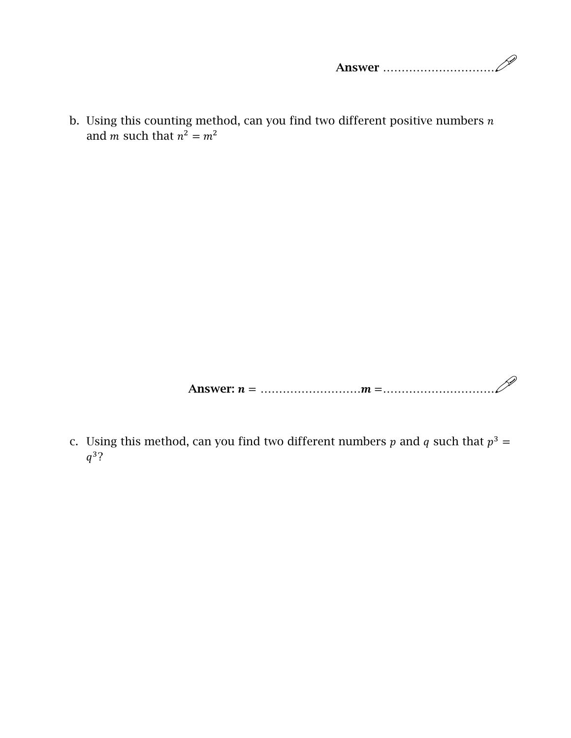**Answer** ..............................

b. Using this counting method, can you find two different positive numbers $n$ and $m$ such that $n^2 = m^2$

**Answer:** $\boldsymbol{n}$ = ...........................$\boldsymbol{m}$ =..............................

c. Using this method, can you find two different numbers $p$ and $q$ such that $p^3 = q^3$?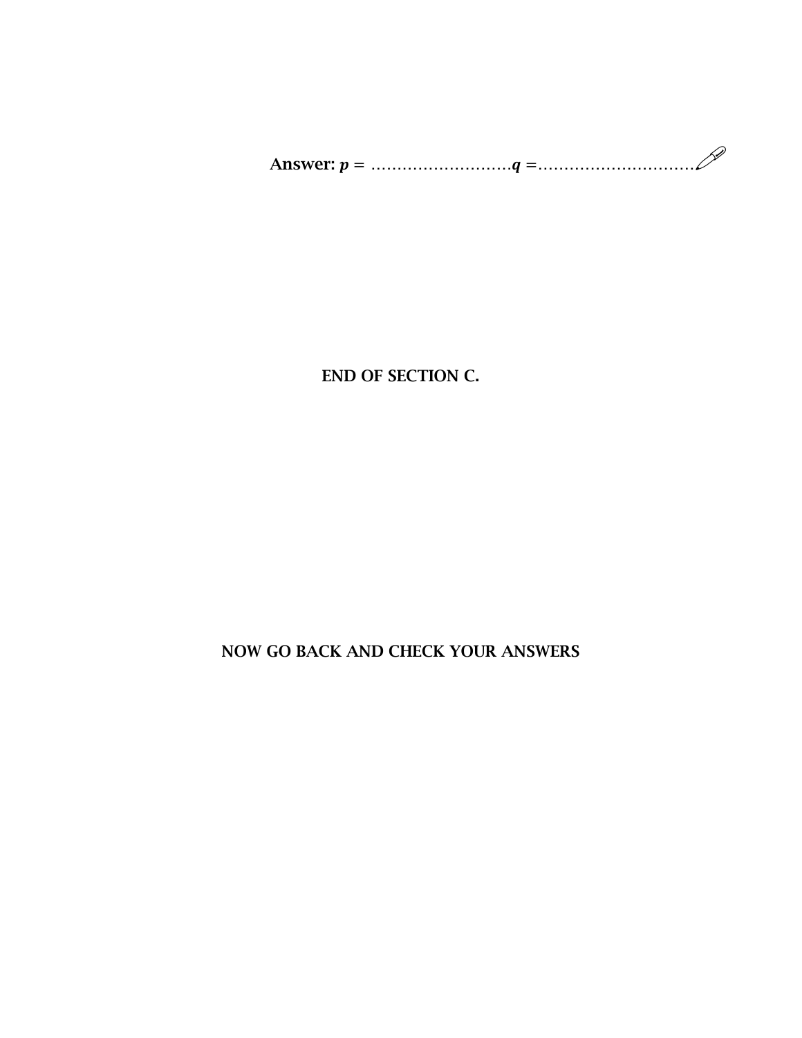**Answer:** $p$ = ……………………… $q$ =…………………………

**END OF SECTION C.**

**NOW GO BACK AND CHECK YOUR ANSWERS**